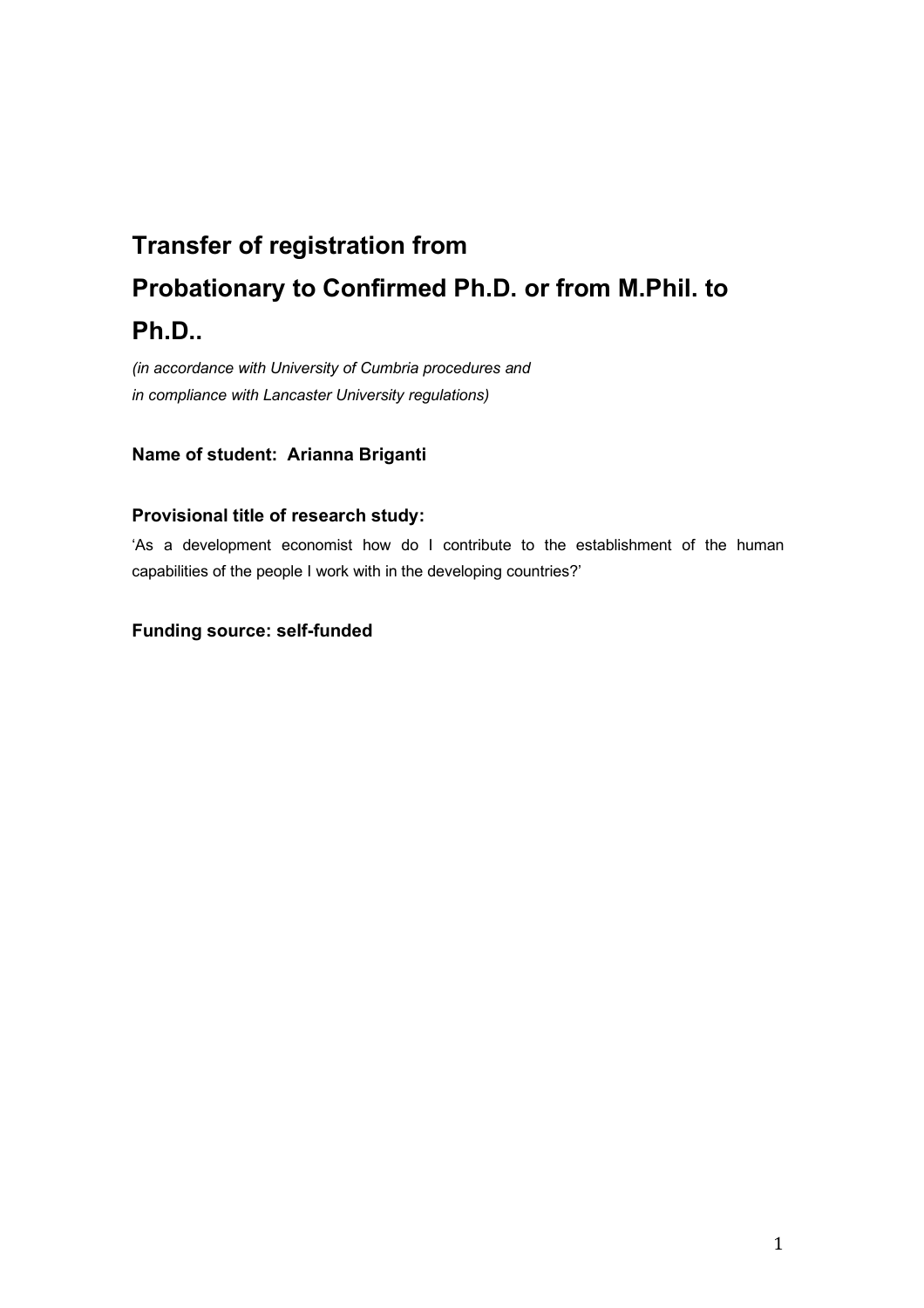# Transfer of registration from Probationary to Confirmed Ph.D. or from M.Phil. to Ph.D..

*(in accordance with University of Cumbria procedures and in compliance with Lancaster University regulations)*

**Name of student: Arianna Briganti**

**Provisional title of research study:**

'As a development economist how do I contribute to the establishment of the human capabilities of the people I work with in the developing countries?'

**Funding source: self-funded**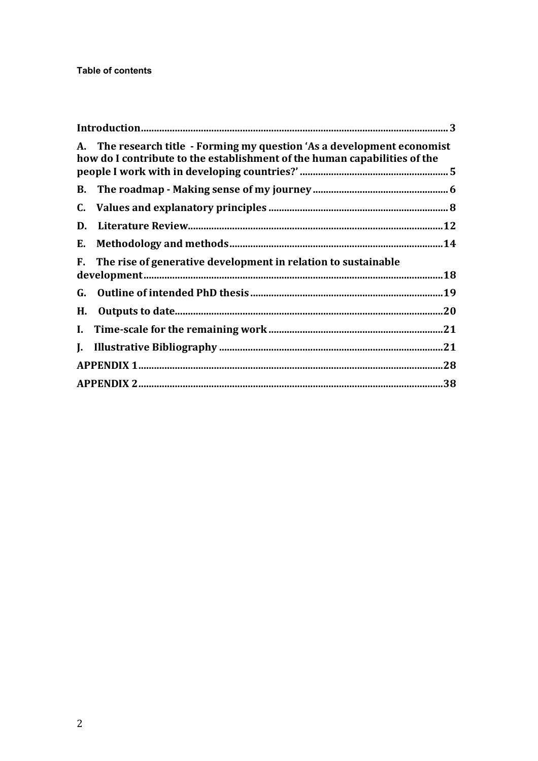**Table of contents**

| | |
|---|---|
| **Introduction** | **3** |
| **A. The research title - Forming my question 'As a development economist how do I contribute to the establishment of the human capabilities of the people I work with in developing countries?'** | **5** |
| **B. The roadmap - Making sense of my journey** | **6** |
| **C. Values and explanatory principles** | **8** |
| **D. Literature Review** | **12** |
| **E. Methodology and methods** | **14** |
| **F. The rise of generative development in relation to sustainable development** | **18** |
| **G. Outline of intended PhD thesis** | **19** |
| **H. Outputs to date** | **20** |
| **I. Time-scale for the remaining work** | **21** |
| **J. Illustrative Bibliography** | **21** |
| **APPENDIX 1** | **28** |
| **APPENDIX 2** | **38** |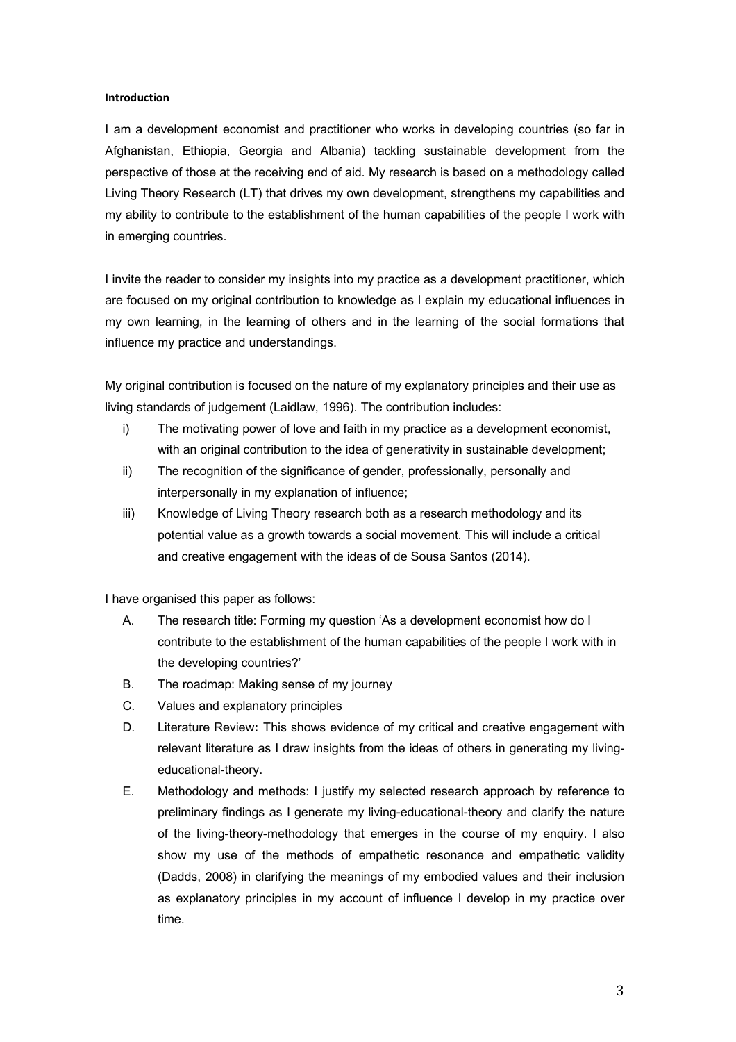**Introduction**

I am a development economist and practitioner who works in developing countries (so far in Afghanistan, Ethiopia, Georgia and Albania) tackling sustainable development from the perspective of those at the receiving end of aid. My research is based on a methodology called Living Theory Research (LT) that drives my own development, strengthens my capabilities and my ability to contribute to the establishment of the human capabilities of the people I work with in emerging countries.

I invite the reader to consider my insights into my practice as a development practitioner, which are focused on my original contribution to knowledge as I explain my educational influences in my own learning, in the learning of others and in the learning of the social formations that influence my practice and understandings.

My original contribution is focused on the nature of my explanatory principles and their use as living standards of judgement (Laidlaw, 1996). The contribution includes:

i) The motivating power of love and faith in my practice as a development economist, with an original contribution to the idea of generativity in sustainable development;
ii) The recognition of the significance of gender, professionally, personally and interpersonally in my explanation of influence;
iii) Knowledge of Living Theory research both as a research methodology and its potential value as a growth towards a social movement. This will include a critical and creative engagement with the ideas of de Sousa Santos (2014).

I have organised this paper as follows:

A. The research title: Forming my question 'As a development economist how do I contribute to the establishment of the human capabilities of the people I work with in the developing countries?'
B. The roadmap: Making sense of my journey
C. Values and explanatory principles
D. Literature Review**:** This shows evidence of my critical and creative engagement with relevant literature as I draw insights from the ideas of others in generating my living-educational-theory.
E. Methodology and methods: I justify my selected research approach by reference to preliminary findings as I generate my living-educational-theory and clarify the nature of the living-theory-methodology that emerges in the course of my enquiry. I also show my use of the methods of empathetic resonance and empathetic validity (Dadds, 2008) in clarifying the meanings of my embodied values and their inclusion as explanatory principles in my account of influence I develop in my practice over time.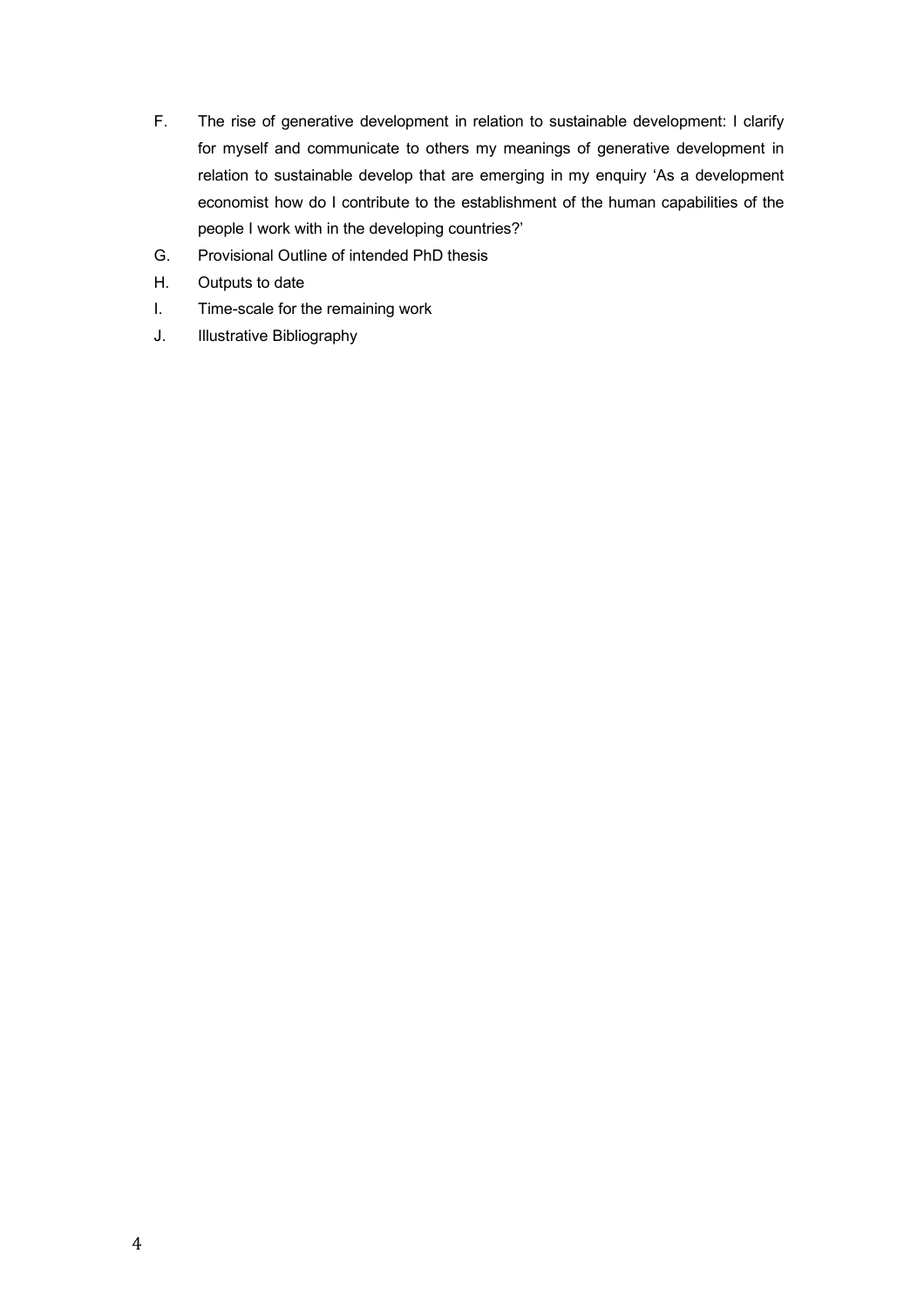F. The rise of generative development in relation to sustainable development: I clarify for myself and communicate to others my meanings of generative development in relation to sustainable develop that are emerging in my enquiry 'As a development economist how do I contribute to the establishment of the human capabilities of the people I work with in the developing countries?'

G. Provisional Outline of intended PhD thesis

H. Outputs to date

I. Time-scale for the remaining work

J. Illustrative Bibliography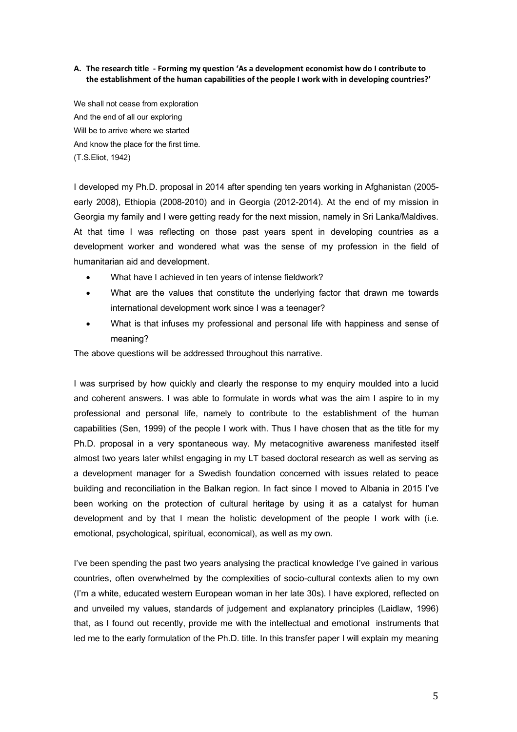**A. The research title - Forming my question 'As a development economist how do I contribute to the establishment of the human capabilities of the people I work with in developing countries?'**

We shall not cease from exploration
And the end of all our exploring
Will be to arrive where we started
And know the place for the first time.
(T.S.Eliot, 1942)

I developed my Ph.D. proposal in 2014 after spending ten years working in Afghanistan (2005-early 2008), Ethiopia (2008-2010) and in Georgia (2012-2014). At the end of my mission in Georgia my family and I were getting ready for the next mission, namely in Sri Lanka/Maldives. At that time I was reflecting on those past years spent in developing countries as a development worker and wondered what was the sense of my profession in the field of humanitarian aid and development.

- What have I achieved in ten years of intense fieldwork?
- What are the values that constitute the underlying factor that drawn me towards international development work since I was a teenager?
- What is that infuses my professional and personal life with happiness and sense of meaning?

The above questions will be addressed throughout this narrative.

I was surprised by how quickly and clearly the response to my enquiry moulded into a lucid and coherent answers. I was able to formulate in words what was the aim I aspire to in my professional and personal life, namely to contribute to the establishment of the human capabilities (Sen, 1999) of the people I work with. Thus I have chosen that as the title for my Ph.D. proposal in a very spontaneous way. My metacognitive awareness manifested itself almost two years later whilst engaging in my LT based doctoral research as well as serving as a development manager for a Swedish foundation concerned with issues related to peace building and reconciliation in the Balkan region. In fact since I moved to Albania in 2015 I've been working on the protection of cultural heritage by using it as a catalyst for human development and by that I mean the holistic development of the people I work with (i.e. emotional, psychological, spiritual, economical), as well as my own.

I've been spending the past two years analysing the practical knowledge I've gained in various countries, often overwhelmed by the complexities of socio-cultural contexts alien to my own (I'm a white, educated western European woman in her late 30s). I have explored, reflected on and unveiled my values, standards of judgement and explanatory principles (Laidlaw, 1996) that, as I found out recently, provide me with the intellectual and emotional instruments that led me to the early formulation of the Ph.D. title. In this transfer paper I will explain my meaning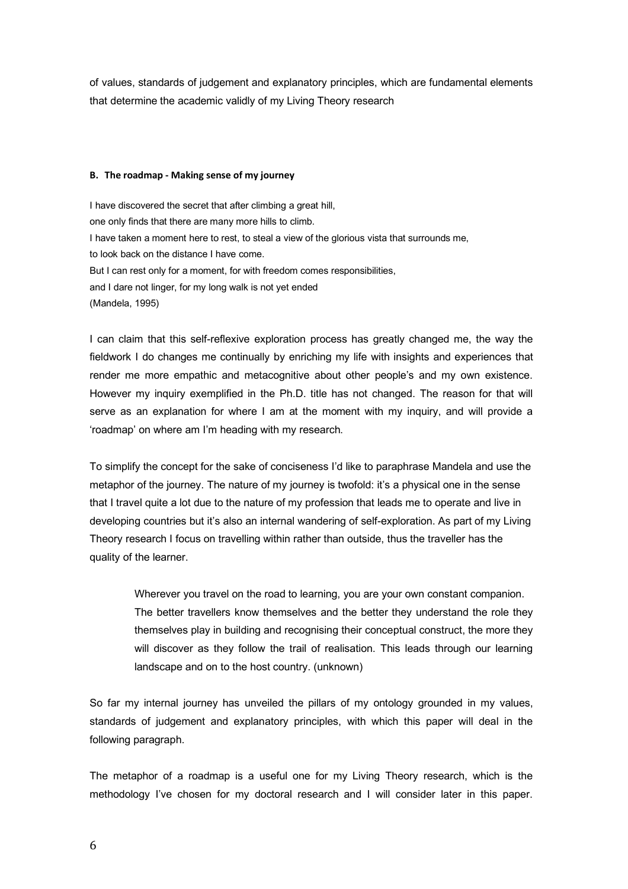of values, standards of judgement and explanatory principles, which are fundamental elements that determine the academic validly of my Living Theory research

#### B. The roadmap - Making sense of my journey

I have discovered the secret that after climbing a great hill,
one only finds that there are many more hills to climb.
I have taken a moment here to rest, to steal a view of the glorious vista that surrounds me,
to look back on the distance I have come.
But I can rest only for a moment, for with freedom comes responsibilities,
and I dare not linger, for my long walk is not yet ended
(Mandela, 1995)

I can claim that this self-reflexive exploration process has greatly changed me, the way the fieldwork I do changes me continually by enriching my life with insights and experiences that render me more empathic and metacognitive about other people's and my own existence. However my inquiry exemplified in the Ph.D. title has not changed. The reason for that will serve as an explanation for where I am at the moment with my inquiry, and will provide a 'roadmap' on where am I'm heading with my research.

To simplify the concept for the sake of conciseness I'd like to paraphrase Mandela and use the metaphor of the journey. The nature of my journey is twofold: it's a physical one in the sense that I travel quite a lot due to the nature of my profession that leads me to operate and live in developing countries but it's also an internal wandering of self-exploration. As part of my Living Theory research I focus on travelling within rather than outside, thus the traveller has the quality of the learner.

> Wherever you travel on the road to learning, you are your own constant companion. The better travellers know themselves and the better they understand the role they themselves play in building and recognising their conceptual construct, the more they will discover as they follow the trail of realisation. This leads through our learning landscape and on to the host country. (unknown)

So far my internal journey has unveiled the pillars of my ontology grounded in my values, standards of judgement and explanatory principles, with which this paper will deal in the following paragraph.

The metaphor of a roadmap is a useful one for my Living Theory research, which is the methodology I've chosen for my doctoral research and I will consider later in this paper.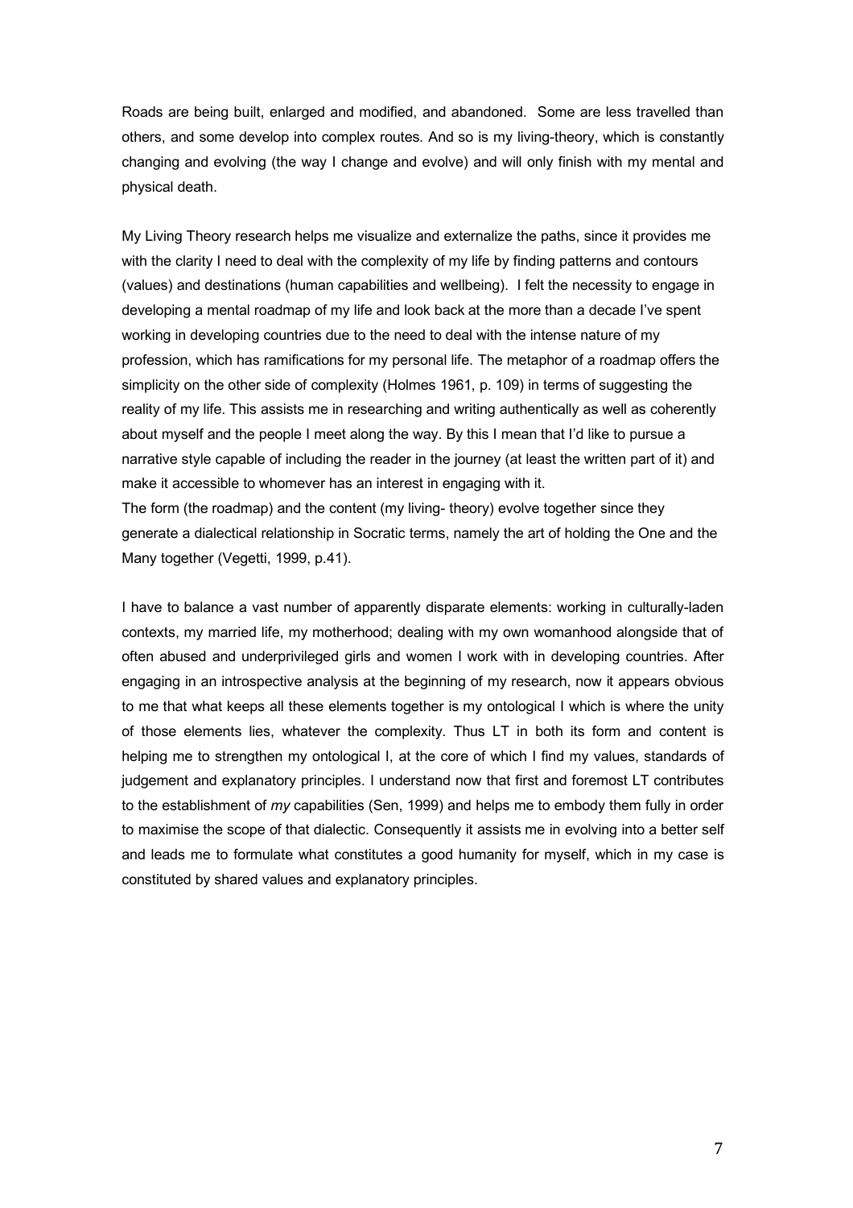Roads are being built, enlarged and modified, and abandoned. Some are less travelled than others, and some develop into complex routes. And so is my living-theory, which is constantly changing and evolving (the way I change and evolve) and will only finish with my mental and physical death.

My Living Theory research helps me visualize and externalize the paths, since it provides me with the clarity I need to deal with the complexity of my life by finding patterns and contours (values) and destinations (human capabilities and wellbeing). I felt the necessity to engage in developing a mental roadmap of my life and look back at the more than a decade I've spent working in developing countries due to the need to deal with the intense nature of my profession, which has ramifications for my personal life. The metaphor of a roadmap offers the simplicity on the other side of complexity (Holmes 1961, p. 109) in terms of suggesting the reality of my life. This assists me in researching and writing authentically as well as coherently about myself and the people I meet along the way. By this I mean that I'd like to pursue a narrative style capable of including the reader in the journey (at least the written part of it) and make it accessible to whomever has an interest in engaging with it.
The form (the roadmap) and the content (my living- theory) evolve together since they generate a dialectical relationship in Socratic terms, namely the art of holding the One and the Many together (Vegetti, 1999, p.41).

I have to balance a vast number of apparently disparate elements: working in culturally-laden contexts, my married life, my motherhood; dealing with my own womanhood alongside that of often abused and underprivileged girls and women I work with in developing countries. After engaging in an introspective analysis at the beginning of my research, now it appears obvious to me that what keeps all these elements together is my ontological I which is where the unity of those elements lies, whatever the complexity. Thus LT in both its form and content is helping me to strengthen my ontological I, at the core of which I find my values, standards of judgement and explanatory principles. I understand now that first and foremost LT contributes to the establishment of *my* capabilities (Sen, 1999) and helps me to embody them fully in order to maximise the scope of that dialectic. Consequently it assists me in evolving into a better self and leads me to formulate what constitutes a good humanity for myself, which in my case is constituted by shared values and explanatory principles.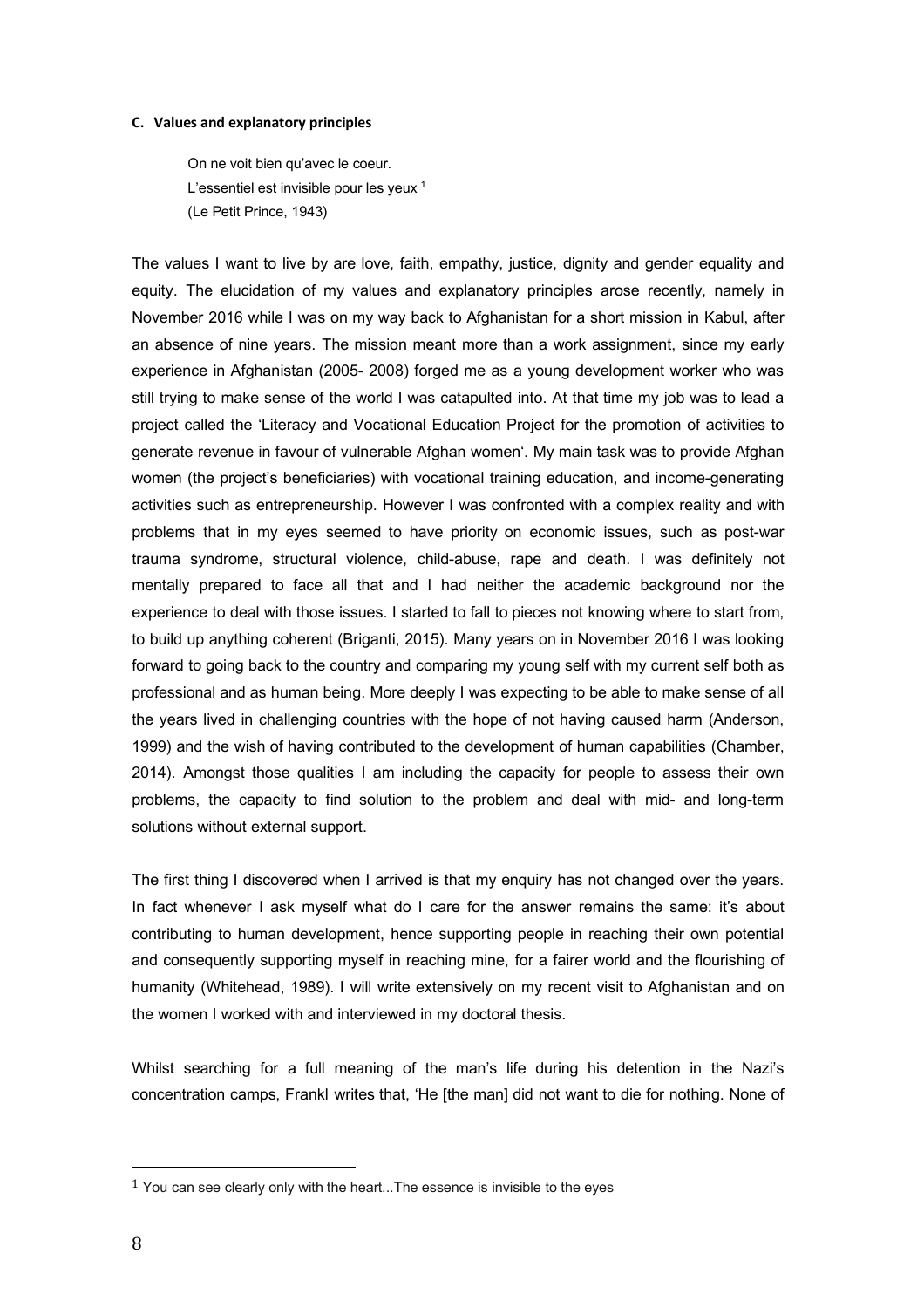### C. Values and explanatory principles

> On ne voit bien qu'avec le coeur.
> L'essentiel est invisible pour les yeux [1]
> (Le Petit Prince, 1943)

The values I want to live by are love, faith, empathy, justice, dignity and gender equality and equity. The elucidation of my values and explanatory principles arose recently, namely in November 2016 while I was on my way back to Afghanistan for a short mission in Kabul, after an absence of nine years. The mission meant more than a work assignment, since my early experience in Afghanistan (2005- 2008) forged me as a young development worker who was still trying to make sense of the world I was catapulted into. At that time my job was to lead a project called the 'Literacy and Vocational Education Project for the promotion of activities to generate revenue in favour of vulnerable Afghan women'. My main task was to provide Afghan women (the project's beneficiaries) with vocational training education, and income-generating activities such as entrepreneurship. However I was confronted with a complex reality and with problems that in my eyes seemed to have priority on economic issues, such as post-war trauma syndrome, structural violence, child-abuse, rape and death. I was definitely not mentally prepared to face all that and I had neither the academic background nor the experience to deal with those issues. I started to fall to pieces not knowing where to start from, to build up anything coherent (Briganti, 2015). Many years on in November 2016 I was looking forward to going back to the country and comparing my young self with my current self both as professional and as human being. More deeply I was expecting to be able to make sense of all the years lived in challenging countries with the hope of not having caused harm (Anderson, 1999) and the wish of having contributed to the development of human capabilities (Chamber, 2014). Amongst those qualities I am including the capacity for people to assess their own problems, the capacity to find solution to the problem and deal with mid- and long-term solutions without external support.

The first thing I discovered when I arrived is that my enquiry has not changed over the years. In fact whenever I ask myself what do I care for the answer remains the same: it's about contributing to human development, hence supporting people in reaching their own potential and consequently supporting myself in reaching mine, for a fairer world and the flourishing of humanity (Whitehead, 1989). I will write extensively on my recent visit to Afghanistan and on the women I worked with and interviewed in my doctoral thesis.

Whilst searching for a full meaning of the man's life during his detention in the Nazi's concentration camps, Frankl writes that, 'He [the man] did not want to die for nothing. None of

[1] You can see clearly only with the heart...The essence is invisible to the eyes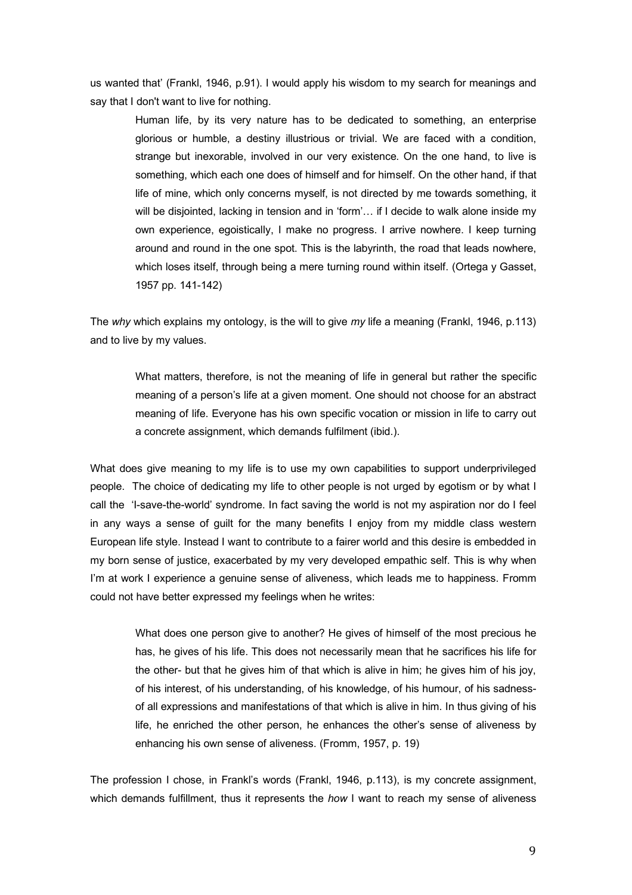us wanted that' (Frankl, 1946, p.91). I would apply his wisdom to my search for meanings and say that I don't want to live for nothing.

> Human life, by its very nature has to be dedicated to something, an enterprise glorious or humble, a destiny illustrious or trivial. We are faced with a condition, strange but inexorable, involved in our very existence. On the one hand, to live is something, which each one does of himself and for himself. On the other hand, if that life of mine, which only concerns myself, is not directed by me towards something, it will be disjointed, lacking in tension and in 'form'… if I decide to walk alone inside my own experience, egoistically, I make no progress. I arrive nowhere. I keep turning around and round in the one spot. This is the labyrinth, the road that leads nowhere, which loses itself, through being a mere turning round within itself. (Ortega y Gasset, 1957 pp. 141-142)

The *why* which explains my ontology, is the will to give *my* life a meaning (Frankl, 1946, p.113) and to live by my values.

> What matters, therefore, is not the meaning of life in general but rather the specific meaning of a person's life at a given moment. One should not choose for an abstract meaning of life. Everyone has his own specific vocation or mission in life to carry out a concrete assignment, which demands fulfilment (ibid.).

What does give meaning to my life is to use my own capabilities to support underprivileged people. The choice of dedicating my life to other people is not urged by egotism or by what I call the 'I-save-the-world' syndrome. In fact saving the world is not my aspiration nor do I feel in any ways a sense of guilt for the many benefits I enjoy from my middle class western European life style. Instead I want to contribute to a fairer world and this desire is embedded in my born sense of justice, exacerbated by my very developed empathic self. This is why when I'm at work I experience a genuine sense of aliveness, which leads me to happiness. Fromm could not have better expressed my feelings when he writes:

> What does one person give to another? He gives of himself of the most precious he has, he gives of his life. This does not necessarily mean that he sacrifices his life for the other- but that he gives him of that which is alive in him; he gives him of his joy, of his interest, of his understanding, of his knowledge, of his humour, of his sadness- of all expressions and manifestations of that which is alive in him. In thus giving of his life, he enriched the other person, he enhances the other's sense of aliveness by enhancing his own sense of aliveness. (Fromm, 1957, p. 19)

The profession I chose, in Frankl's words (Frankl, 1946, p.113), is my concrete assignment, which demands fulfillment, thus it represents the *how* I want to reach my sense of aliveness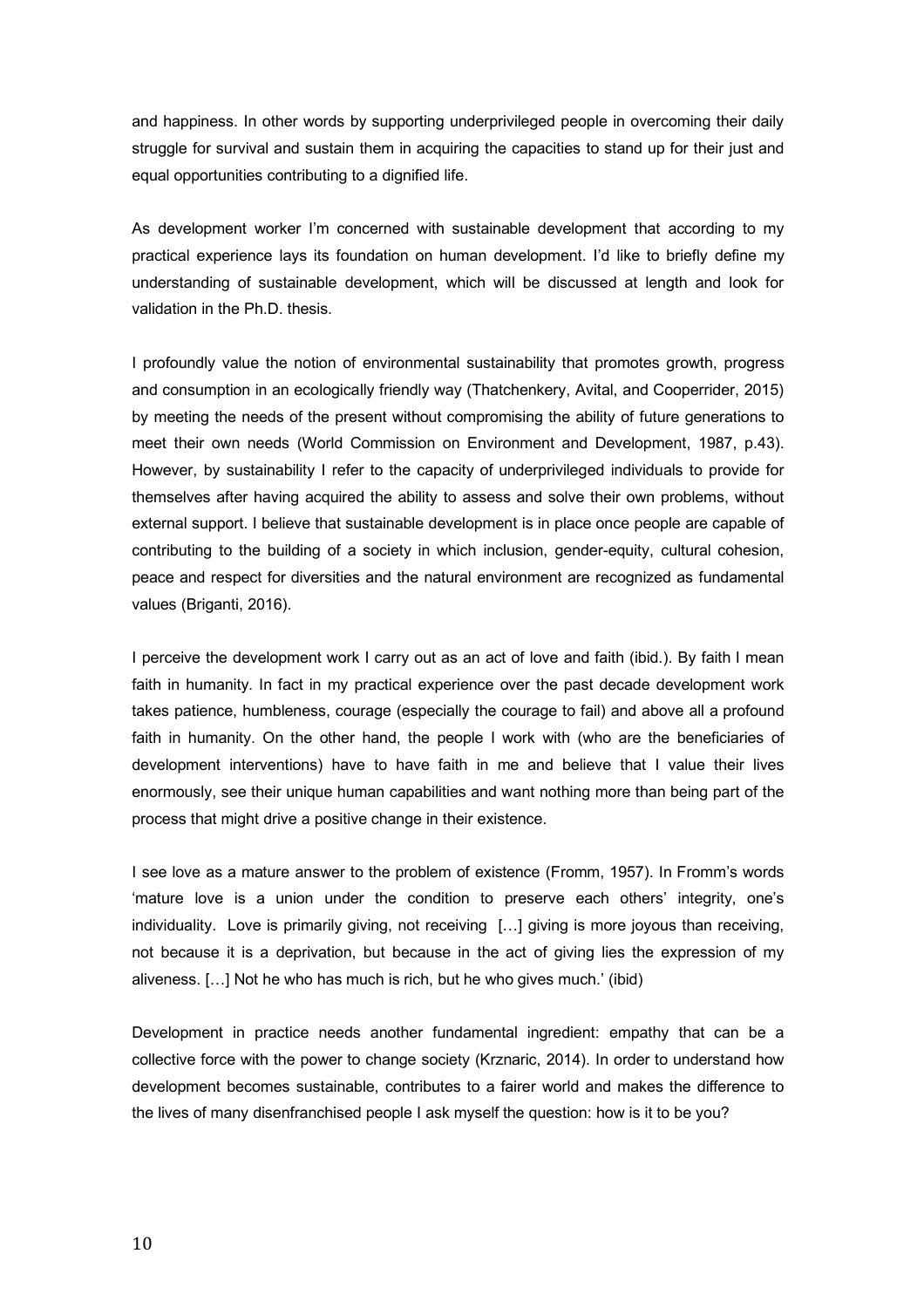and happiness. In other words by supporting underprivileged people in overcoming their daily struggle for survival and sustain them in acquiring the capacities to stand up for their just and equal opportunities contributing to a dignified life.

As development worker I'm concerned with sustainable development that according to my practical experience lays its foundation on human development. I'd like to briefly define my understanding of sustainable development, which will be discussed at length and look for validation in the Ph.D. thesis.

I profoundly value the notion of environmental sustainability that promotes growth, progress and consumption in an ecologically friendly way (Thatchenkery, Avital, and Cooperrider, 2015) by meeting the needs of the present without compromising the ability of future generations to meet their own needs (World Commission on Environment and Development, 1987, p.43). However, by sustainability I refer to the capacity of underprivileged individuals to provide for themselves after having acquired the ability to assess and solve their own problems, without external support. I believe that sustainable development is in place once people are capable of contributing to the building of a society in which inclusion, gender-equity, cultural cohesion, peace and respect for diversities and the natural environment are recognized as fundamental values (Briganti, 2016).

I perceive the development work I carry out as an act of love and faith (ibid.). By faith I mean faith in humanity. In fact in my practical experience over the past decade development work takes patience, humbleness, courage (especially the courage to fail) and above all a profound faith in humanity. On the other hand, the people I work with (who are the beneficiaries of development interventions) have to have faith in me and believe that I value their lives enormously, see their unique human capabilities and want nothing more than being part of the process that might drive a positive change in their existence.

I see love as a mature answer to the problem of existence (Fromm, 1957). In Fromm's words 'mature love is a union under the condition to preserve each others' integrity, one's individuality. Love is primarily giving, not receiving […] giving is more joyous than receiving, not because it is a deprivation, but because in the act of giving lies the expression of my aliveness. […] Not he who has much is rich, but he who gives much.' (ibid)

Development in practice needs another fundamental ingredient: empathy that can be a collective force with the power to change society (Krznaric, 2014). In order to understand how development becomes sustainable, contributes to a fairer world and makes the difference to the lives of many disenfranchised people I ask myself the question: how is it to be you?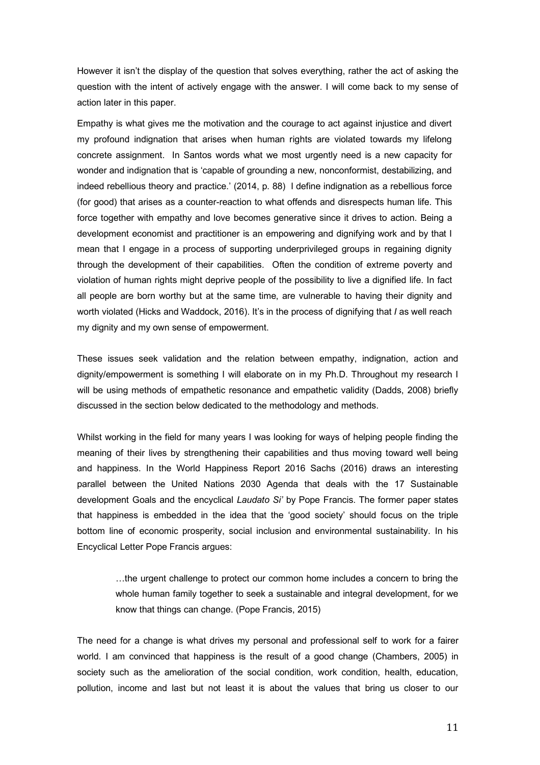However it isn't the display of the question that solves everything, rather the act of asking the question with the intent of actively engage with the answer. I will come back to my sense of action later in this paper.

Empathy is what gives me the motivation and the courage to act against injustice and divert my profound indignation that arises when human rights are violated towards my lifelong concrete assignment. In Santos words what we most urgently need is a new capacity for wonder and indignation that is 'capable of grounding a new, nonconformist, destabilizing, and indeed rebellious theory and practice.' (2014, p. 88) I define indignation as a rebellious force (for good) that arises as a counter-reaction to what offends and disrespects human life. This force together with empathy and love becomes generative since it drives to action. Being a development economist and practitioner is an empowering and dignifying work and by that I mean that I engage in a process of supporting underprivileged groups in regaining dignity through the development of their capabilities. Often the condition of extreme poverty and violation of human rights might deprive people of the possibility to live a dignified life. In fact all people are born worthy but at the same time, are vulnerable to having their dignity and worth violated (Hicks and Waddock, 2016). It's in the process of dignifying that *I* as well reach my dignity and my own sense of empowerment.

These issues seek validation and the relation between empathy, indignation, action and dignity/empowerment is something I will elaborate on in my Ph.D. Throughout my research I will be using methods of empathetic resonance and empathetic validity (Dadds, 2008) briefly discussed in the section below dedicated to the methodology and methods.

Whilst working in the field for many years I was looking for ways of helping people finding the meaning of their lives by strengthening their capabilities and thus moving toward well being and happiness. In the World Happiness Report 2016 Sachs (2016) draws an interesting parallel between the United Nations 2030 Agenda that deals with the 17 Sustainable development Goals and the encyclical *Laudato Si'* by Pope Francis. The former paper states that happiness is embedded in the idea that the 'good society' should focus on the triple bottom line of economic prosperity, social inclusion and environmental sustainability. In his Encyclical Letter Pope Francis argues:

> …the urgent challenge to protect our common home includes a concern to bring the whole human family together to seek a sustainable and integral development, for we know that things can change. (Pope Francis, 2015)

The need for a change is what drives my personal and professional self to work for a fairer world. I am convinced that happiness is the result of a good change (Chambers, 2005) in society such as the amelioration of the social condition, work condition, health, education, pollution, income and last but not least it is about the values that bring us closer to our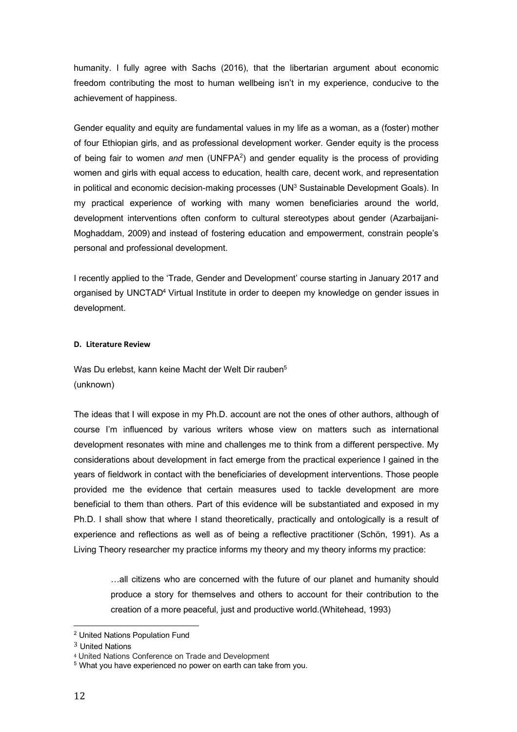humanity. I fully agree with Sachs (2016), that the libertarian argument about economic freedom contributing the most to human wellbeing isn't in my experience, conducive to the achievement of happiness.

Gender equality and equity are fundamental values in my life as a woman, as a (foster) mother of four Ethiopian girls, and as professional development worker. Gender equity is the process of being fair to women *and* men (UNFPA[2]) and gender equality is the process of providing women and girls with equal access to education, health care, decent work, and representation in political and economic decision-making processes (UN[3] Sustainable Development Goals). In my practical experience of working with many women beneficiaries around the world, development interventions often conform to cultural stereotypes about gender (Azarbaijani-Moghaddam, 2009) and instead of fostering education and empowerment, constrain people's personal and professional development.

I recently applied to the 'Trade, Gender and Development' course starting in January 2017 and organised by UNCTAD[4] Virtual Institute in order to deepen my knowledge on gender issues in development.

#### D. Literature Review

Was Du erlebst, kann keine Macht der Welt Dir rauben[5]
(unknown)

The ideas that I will expose in my Ph.D. account are not the ones of other authors, although of course I'm influenced by various writers whose view on matters such as international development resonates with mine and challenges me to think from a different perspective. My considerations about development in fact emerge from the practical experience I gained in the years of fieldwork in contact with the beneficiaries of development interventions. Those people provided me the evidence that certain measures used to tackle development are more beneficial to them than others. Part of this evidence will be substantiated and exposed in my Ph.D. I shall show that where I stand theoretically, practically and ontologically is a result of experience and reflections as well as of being a reflective practitioner (Schön, 1991). As a Living Theory researcher my practice informs my theory and my theory informs my practice:

> …all citizens who are concerned with the future of our planet and humanity should produce a story for themselves and others to account for their contribution to the creation of a more peaceful, just and productive world.(Whitehead, 1993)

---

[2] United Nations Population Fund

[3] United Nations

[4] United Nations Conference on Trade and Development

[5] What you have experienced no power on earth can take from you.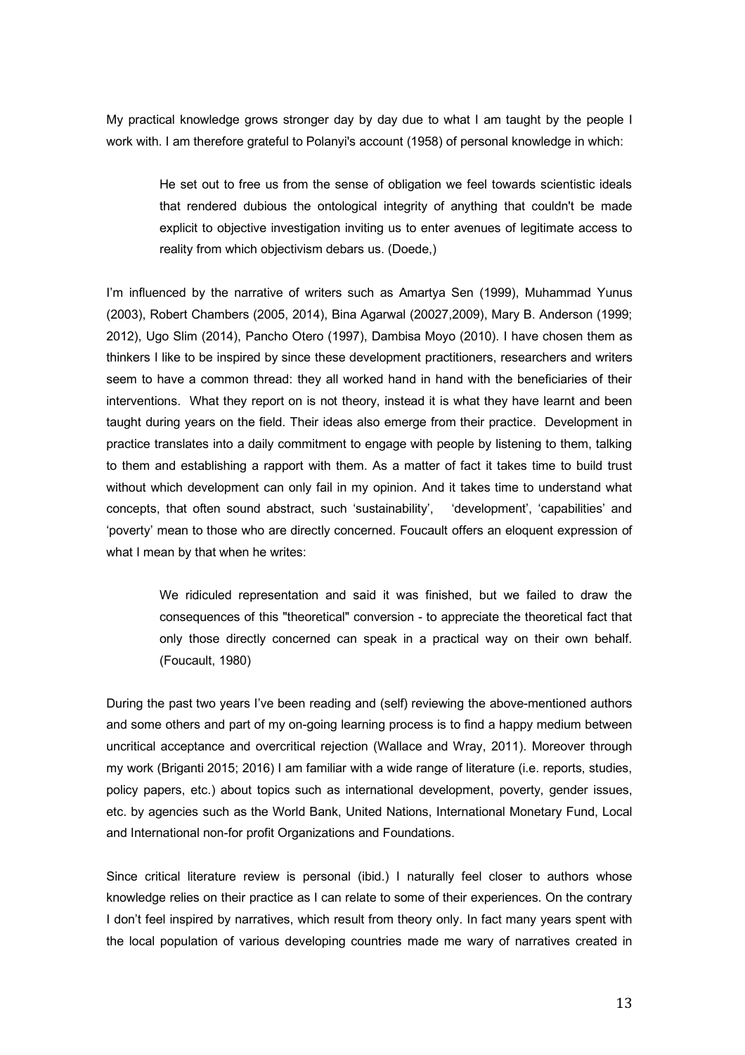My practical knowledge grows stronger day by day due to what I am taught by the people I work with. I am therefore grateful to Polanyi's account (1958) of personal knowledge in which:

> He set out to free us from the sense of obligation we feel towards scientistic ideals that rendered dubious the ontological integrity of anything that couldn't be made explicit to objective investigation inviting us to enter avenues of legitimate access to reality from which objectivism debars us. (Doede,)

I'm influenced by the narrative of writers such as Amartya Sen (1999), Muhammad Yunus (2003), Robert Chambers (2005, 2014), Bina Agarwal (20027,2009), Mary B. Anderson (1999; 2012), Ugo Slim (2014), Pancho Otero (1997), Dambisa Moyo (2010). I have chosen them as thinkers I like to be inspired by since these development practitioners, researchers and writers seem to have a common thread: they all worked hand in hand with the beneficiaries of their interventions. What they report on is not theory, instead it is what they have learnt and been taught during years on the field. Their ideas also emerge from their practice. Development in practice translates into a daily commitment to engage with people by listening to them, talking to them and establishing a rapport with them. As a matter of fact it takes time to build trust without which development can only fail in my opinion. And it takes time to understand what concepts, that often sound abstract, such 'sustainability', 'development', 'capabilities' and 'poverty' mean to those who are directly concerned. Foucault offers an eloquent expression of what I mean by that when he writes:

> We ridiculed representation and said it was finished, but we failed to draw the consequences of this "theoretical" conversion - to appreciate the theoretical fact that only those directly concerned can speak in a practical way on their own behalf. (Foucault, 1980)

During the past two years I've been reading and (self) reviewing the above-mentioned authors and some others and part of my on-going learning process is to find a happy medium between uncritical acceptance and overcritical rejection (Wallace and Wray, 2011). Moreover through my work (Briganti 2015; 2016) I am familiar with a wide range of literature (i.e. reports, studies, policy papers, etc.) about topics such as international development, poverty, gender issues, etc. by agencies such as the World Bank, United Nations, International Monetary Fund, Local and International non-for profit Organizations and Foundations.

Since critical literature review is personal (ibid.) I naturally feel closer to authors whose knowledge relies on their practice as I can relate to some of their experiences. On the contrary I don't feel inspired by narratives, which result from theory only. In fact many years spent with the local population of various developing countries made me wary of narratives created in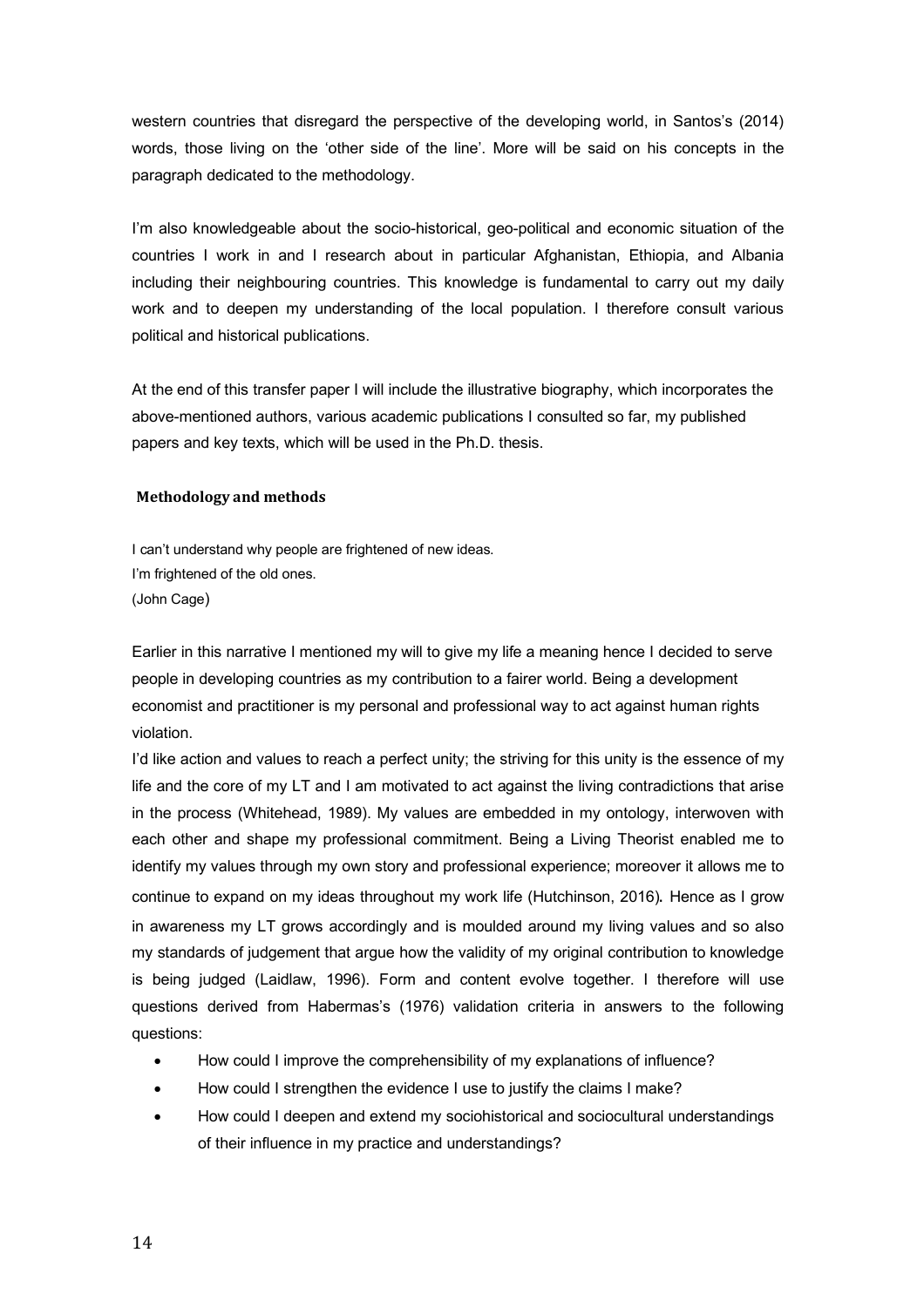western countries that disregard the perspective of the developing world, in Santos's (2014) words, those living on the 'other side of the line'. More will be said on his concepts in the paragraph dedicated to the methodology.

I'm also knowledgeable about the socio-historical, geo-political and economic situation of the countries I work in and I research about in particular Afghanistan, Ethiopia, and Albania including their neighbouring countries. This knowledge is fundamental to carry out my daily work and to deepen my understanding of the local population. I therefore consult various political and historical publications.

At the end of this transfer paper I will include the illustrative biography, which incorporates the above-mentioned authors, various academic publications I consulted so far, my published papers and key texts, which will be used in the Ph.D. thesis.

## Methodology and methods

I can't understand why people are frightened of new ideas.
I'm frightened of the old ones.
(John Cage)

Earlier in this narrative I mentioned my will to give my life a meaning hence I decided to serve people in developing countries as my contribution to a fairer world. Being a development economist and practitioner is my personal and professional way to act against human rights violation.

I'd like action and values to reach a perfect unity; the striving for this unity is the essence of my life and the core of my LT and I am motivated to act against the living contradictions that arise in the process (Whitehead, 1989). My values are embedded in my ontology, interwoven with each other and shape my professional commitment. Being a Living Theorist enabled me to identify my values through my own story and professional experience; moreover it allows me to continue to expand on my ideas throughout my work life (Hutchinson, 2016). Hence as I grow in awareness my LT grows accordingly and is moulded around my living values and so also my standards of judgement that argue how the validity of my original contribution to knowledge is being judged (Laidlaw, 1996). Form and content evolve together. I therefore will use questions derived from Habermas's (1976) validation criteria in answers to the following questions:

- How could I improve the comprehensibility of my explanations of influence?
- How could I strengthen the evidence I use to justify the claims I make?
- How could I deepen and extend my sociohistorical and sociocultural understandings of their influence in my practice and understandings?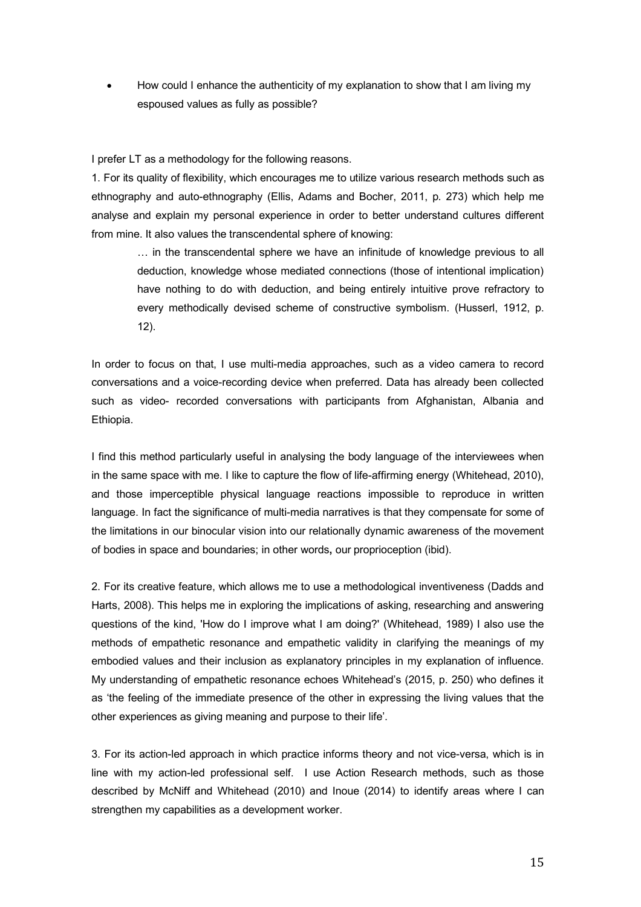- How could I enhance the authenticity of my explanation to show that I am living my espoused values as fully as possible?

I prefer LT as a methodology for the following reasons.

1. For its quality of flexibility, which encourages me to utilize various research methods such as ethnography and auto-ethnography (Ellis, Adams and Bocher, 2011, p. 273) which help me analyse and explain my personal experience in order to better understand cultures different from mine. It also values the transcendental sphere of knowing:

> … in the transcendental sphere we have an infinitude of knowledge previous to all deduction, knowledge whose mediated connections (those of intentional implication) have nothing to do with deduction, and being entirely intuitive prove refractory to every methodically devised scheme of constructive symbolism. (Husserl, 1912, p. 12).

In order to focus on that, I use multi-media approaches, such as a video camera to record conversations and a voice-recording device when preferred. Data has already been collected such as video- recorded conversations with participants from Afghanistan, Albania and Ethiopia.

I find this method particularly useful in analysing the body language of the interviewees when in the same space with me. I like to capture the flow of life-affirming energy (Whitehead, 2010), and those imperceptible physical language reactions impossible to reproduce in written language. In fact the significance of multi-media narratives is that they compensate for some of the limitations in our binocular vision into our relationally dynamic awareness of the movement of bodies in space and boundaries; in other words**,** our proprioception (ibid).

2. For its creative feature, which allows me to use a methodological inventiveness (Dadds and Harts, 2008). This helps me in exploring the implications of asking, researching and answering questions of the kind, 'How do I improve what I am doing?' (Whitehead, 1989) I also use the methods of empathetic resonance and empathetic validity in clarifying the meanings of my embodied values and their inclusion as explanatory principles in my explanation of influence. My understanding of empathetic resonance echoes Whitehead's (2015, p. 250) who defines it as 'the feeling of the immediate presence of the other in expressing the living values that the other experiences as giving meaning and purpose to their life'.

3. For its action-led approach in which practice informs theory and not vice-versa, which is in line with my action-led professional self. I use Action Research methods, such as those described by McNiff and Whitehead (2010) and Inoue (2014) to identify areas where I can strengthen my capabilities as a development worker.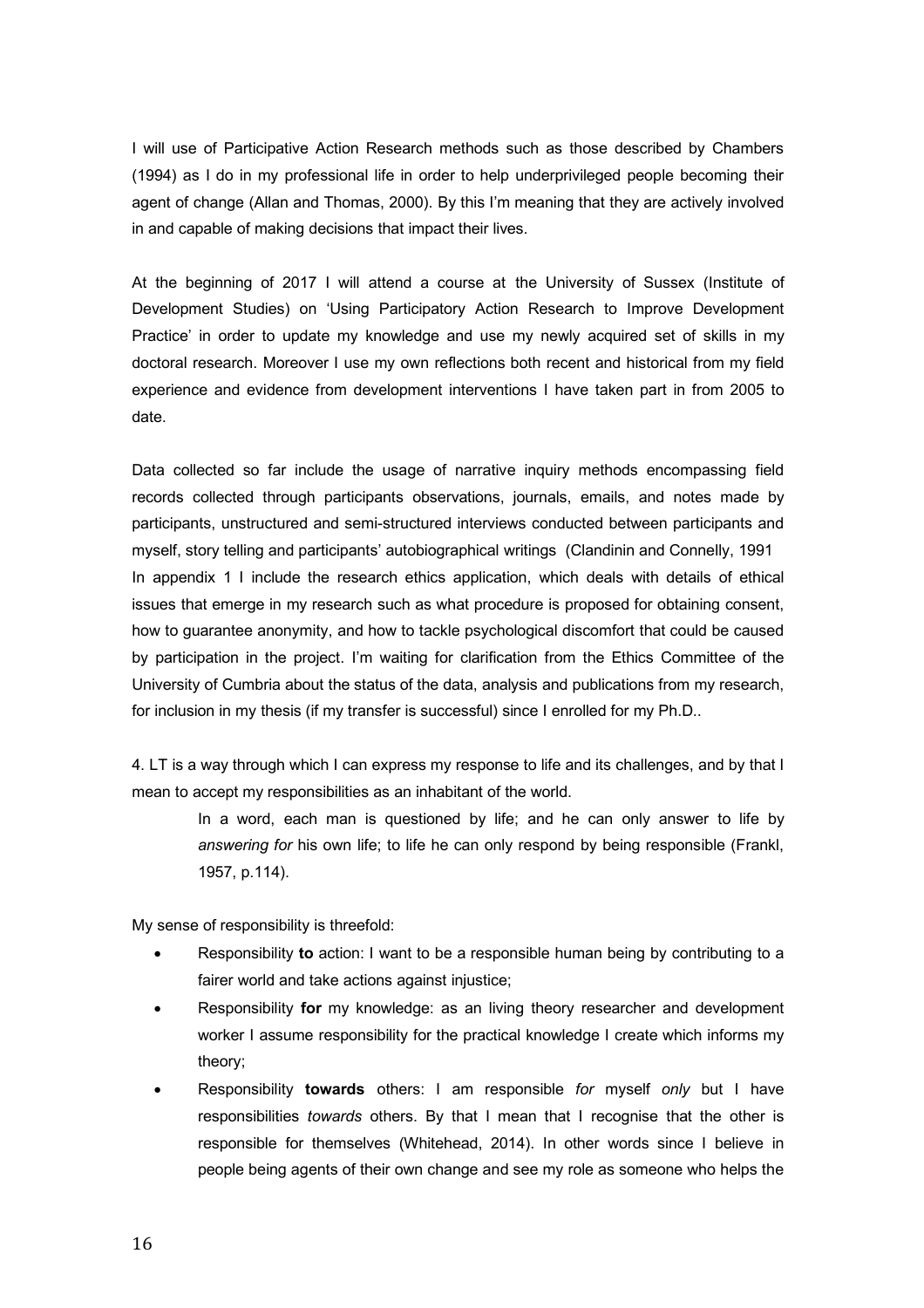I will use of Participative Action Research methods such as those described by Chambers (1994) as I do in my professional life in order to help underprivileged people becoming their agent of change (Allan and Thomas, 2000). By this I'm meaning that they are actively involved in and capable of making decisions that impact their lives.

At the beginning of 2017 I will attend a course at the University of Sussex (Institute of Development Studies) on 'Using Participatory Action Research to Improve Development Practice' in order to update my knowledge and use my newly acquired set of skills in my doctoral research. Moreover I use my own reflections both recent and historical from my field experience and evidence from development interventions I have taken part in from 2005 to date.

Data collected so far include the usage of narrative inquiry methods encompassing field records collected through participants observations, journals, emails, and notes made by participants, unstructured and semi-structured interviews conducted between participants and myself, story telling and participants' autobiographical writings (Clandinin and Connelly, 1991
In appendix 1 I include the research ethics application, which deals with details of ethical issues that emerge in my research such as what procedure is proposed for obtaining consent, how to guarantee anonymity, and how to tackle psychological discomfort that could be caused by participation in the project. I'm waiting for clarification from the Ethics Committee of the University of Cumbria about the status of the data, analysis and publications from my research, for inclusion in my thesis (if my transfer is successful) since I enrolled for my Ph.D..

4. LT is a way through which I can express my response to life and its challenges, and by that I mean to accept my responsibilities as an inhabitant of the world.

> In a word, each man is questioned by life; and he can only answer to life by *answering for* his own life; to life he can only respond by being responsible (Frankl, 1957, p.114).

My sense of responsibility is threefold:

- Responsibility **to** action: I want to be a responsible human being by contributing to a fairer world and take actions against injustice;
- Responsibility **for** my knowledge: as an living theory researcher and development worker I assume responsibility for the practical knowledge I create which informs my theory;
- Responsibility **towards** others: I am responsible *for* myself *only* but I have responsibilities *towards* others. By that I mean that I recognise that the other is responsible for themselves (Whitehead, 2014). In other words since I believe in people being agents of their own change and see my role as someone who helps the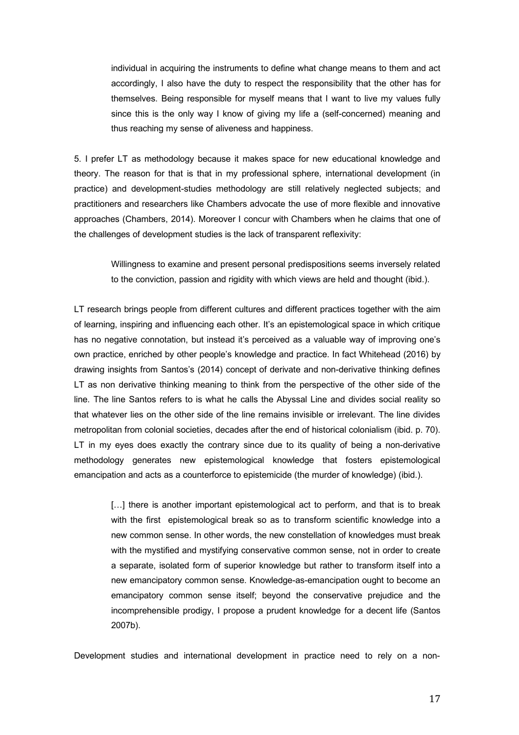> individual in acquiring the instruments to define what change means to them and act accordingly, I also have the duty to respect the responsibility that the other has for themselves. Being responsible for myself means that I want to live my values fully since this is the only way I know of giving my life a (self-concerned) meaning and thus reaching my sense of aliveness and happiness.

5. I prefer LT as methodology because it makes space for new educational knowledge and theory. The reason for that is that in my professional sphere, international development (in practice) and development-studies methodology are still relatively neglected subjects; and practitioners and researchers like Chambers advocate the use of more flexible and innovative approaches (Chambers, 2014). Moreover I concur with Chambers when he claims that one of the challenges of development studies is the lack of transparent reflexivity:

> Willingness to examine and present personal predispositions seems inversely related to the conviction, passion and rigidity with which views are held and thought (ibid.).

LT research brings people from different cultures and different practices together with the aim of learning, inspiring and influencing each other. It's an epistemological space in which critique has no negative connotation, but instead it's perceived as a valuable way of improving one's own practice, enriched by other people's knowledge and practice. In fact Whitehead (2016) by drawing insights from Santos's (2014) concept of derivate and non-derivative thinking defines LT as non derivative thinking meaning to think from the perspective of the other side of the line. The line Santos refers to is what he calls the Abyssal Line and divides social reality so that whatever lies on the other side of the line remains invisible or irrelevant. The line divides metropolitan from colonial societies, decades after the end of historical colonialism (ibid. p. 70). LT in my eyes does exactly the contrary since due to its quality of being a non-derivative methodology generates new epistemological knowledge that fosters epistemological emancipation and acts as a counterforce to epistemicide (the murder of knowledge) (ibid.).

> […] there is another important epistemological act to perform, and that is to break with the first epistemological break so as to transform scientific knowledge into a new common sense. In other words, the new constellation of knowledges must break with the mystified and mystifying conservative common sense, not in order to create a separate, isolated form of superior knowledge but rather to transform itself into a new emancipatory common sense. Knowledge-as-emancipation ought to become an emancipatory common sense itself; beyond the conservative prejudice and the incomprehensible prodigy, I propose a prudent knowledge for a decent life (Santos 2007b).

Development studies and international development in practice need to rely on a non-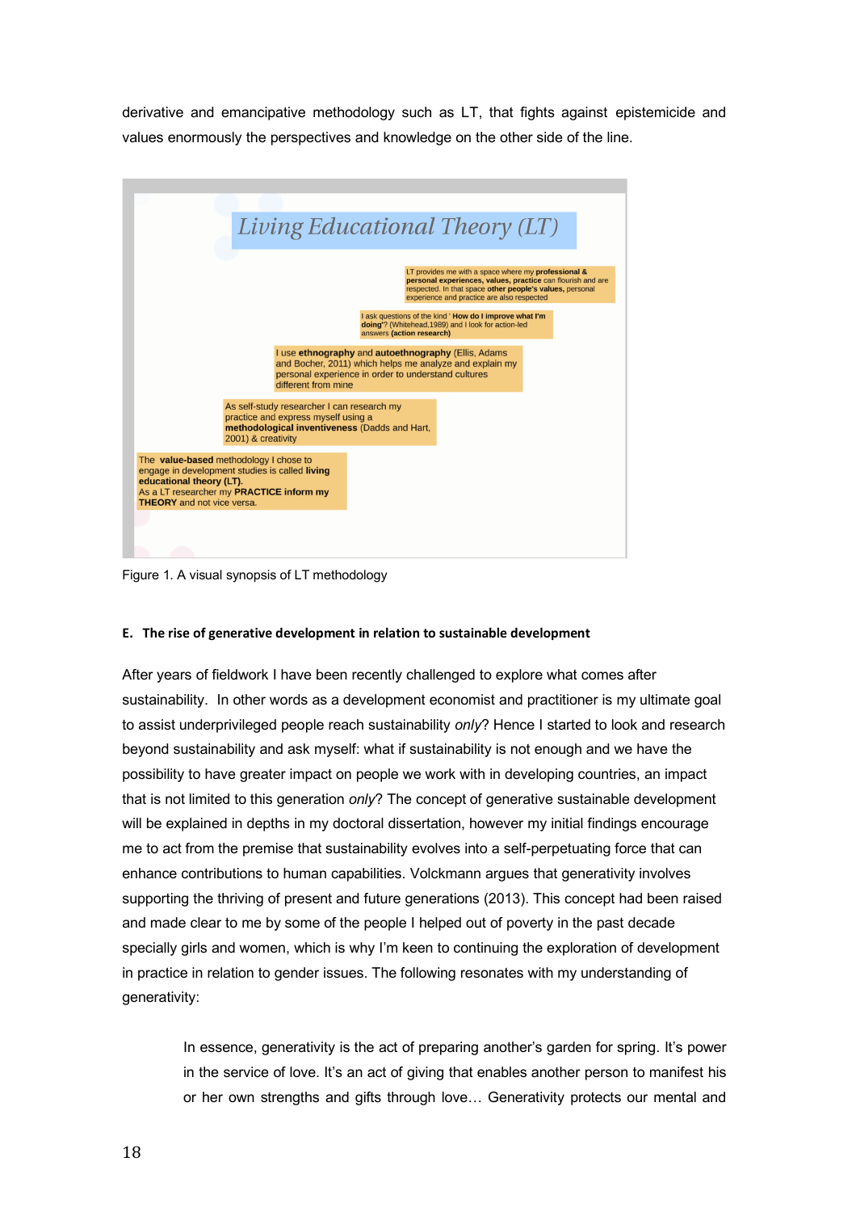derivative and emancipative methodology such as LT, that fights against epistemicide and values enormously the perspectives and knowledge on the other side of the line.

**Living Educational Theory (LT)**

LT provides me with a space where my **professional & personal experiences, values, practice** can flourish and are respected. In that space **other people's values,** personal experience and practice are also respected

I ask questions of the kind ' **How do I improve what I'm doing'**? (Whitehead,1989) and I look for action-led answers **(action research)**

I use **ethnography** and **autoethnography** (Ellis, Adams and Bocher, 2011) which helps me analyze and explain my personal experience in order to understand cultures different from mine

As self-study researcher I can research my practice and express myself using a **methodological inventiveness** (Dadds and Hart, 2001) & creativity

The **value-based** methodology I chose to engage in development studies is called **living educational theory (LT).**
As a LT researcher my **PRACTICE inform my THEORY** and not vice versa.

Figure 1. A visual synopsis of LT methodology

#### E. The rise of generative development in relation to sustainable development

After years of fieldwork I have been recently challenged to explore what comes after sustainability. In other words as a development economist and practitioner is my ultimate goal to assist underprivileged people reach sustainability *only*? Hence I started to look and research beyond sustainability and ask myself: what if sustainability is not enough and we have the possibility to have greater impact on people we work with in developing countries, an impact that is not limited to this generation *only*? The concept of generative sustainable development will be explained in depths in my doctoral dissertation, however my initial findings encourage me to act from the premise that sustainability evolves into a self-perpetuating force that can enhance contributions to human capabilities. Volckmann argues that generativity involves supporting the thriving of present and future generations (2013). This concept had been raised and made clear to me by some of the people I helped out of poverty in the past decade specially girls and women, which is why I'm keen to continuing the exploration of development in practice in relation to gender issues. The following resonates with my understanding of generativity:

> In essence, generativity is the act of preparing another's garden for spring. It's power in the service of love. It's an act of giving that enables another person to manifest his or her own strengths and gifts through love… Generativity protects our mental and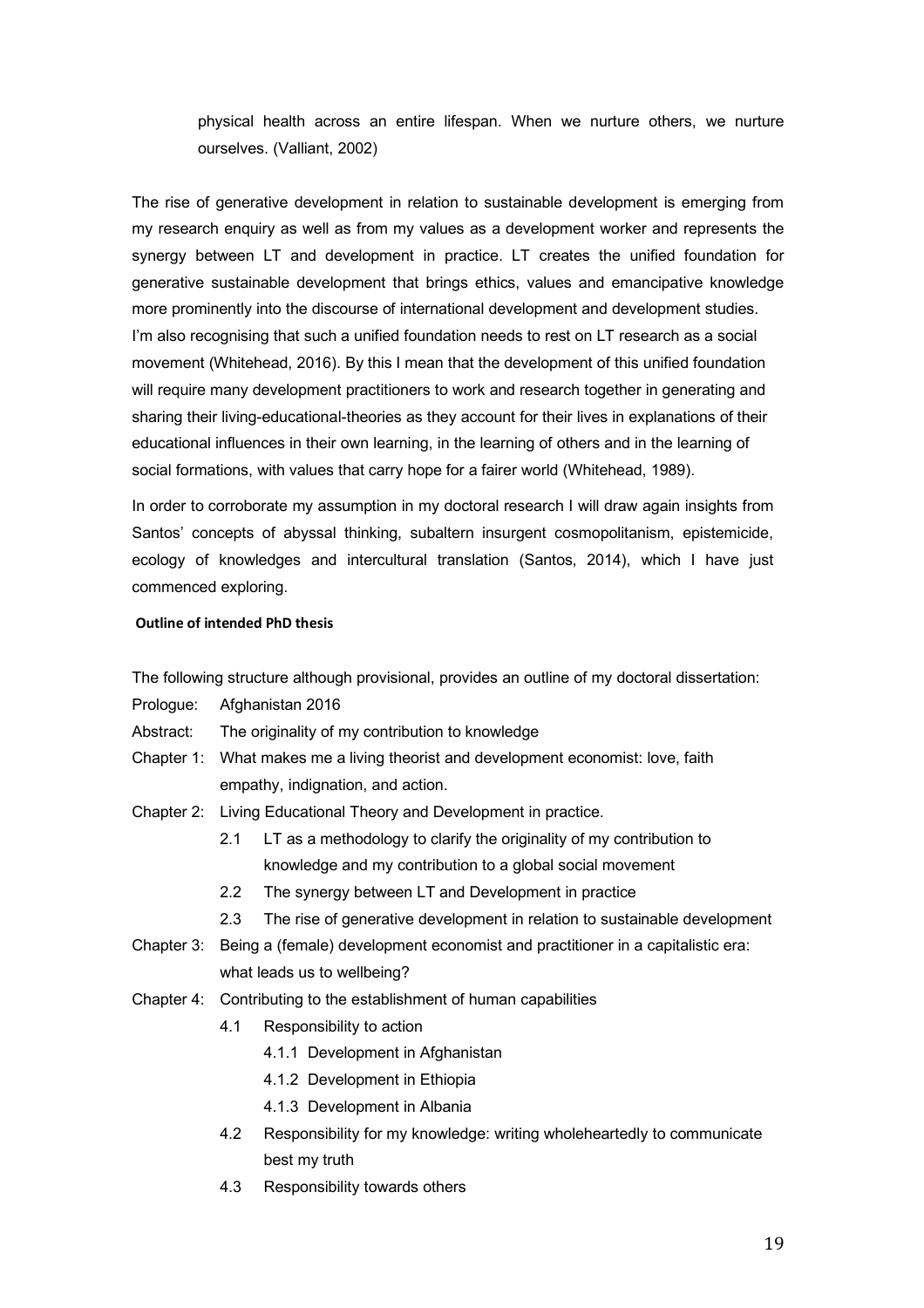> physical health across an entire lifespan. When we nurture others, we nurture ourselves. (Valliant, 2002)

The rise of generative development in relation to sustainable development is emerging from my research enquiry as well as from my values as a development worker and represents the synergy between LT and development in practice. LT creates the unified foundation for generative sustainable development that brings ethics, values and emancipative knowledge more prominently into the discourse of international development and development studies. I'm also recognising that such a unified foundation needs to rest on LT research as a social movement (Whitehead, 2016). By this I mean that the development of this unified foundation will require many development practitioners to work and research together in generating and sharing their living-educational-theories as they account for their lives in explanations of their educational influences in their own learning, in the learning of others and in the learning of social formations, with values that carry hope for a fairer world (Whitehead, 1989).

In order to corroborate my assumption in my doctoral research I will draw again insights from Santos' concepts of abyssal thinking, subaltern insurgent cosmopolitanism, epistemicide, ecology of knowledges and intercultural translation (Santos, 2014), which I have just commenced exploring.

**Outline of intended PhD thesis**

The following structure although provisional, provides an outline of my doctoral dissertation:

Prologue: Afghanistan 2016

Abstract: The originality of my contribution to knowledge

Chapter 1: What makes me a living theorist and development economist: love, faith empathy, indignation, and action.

Chapter 2: Living Educational Theory and Development in practice.

- 2.1 LT as a methodology to clarify the originality of my contribution to knowledge and my contribution to a global social movement
- 2.2 The synergy between LT and Development in practice
- 2.3 The rise of generative development in relation to sustainable development

Chapter 3: Being a (female) development economist and practitioner in a capitalistic era: what leads us to wellbeing?

Chapter 4: Contributing to the establishment of human capabilities

- 4.1 Responsibility to action
  - 4.1.1 Development in Afghanistan
  - 4.1.2 Development in Ethiopia
  - 4.1.3 Development in Albania
- 4.2 Responsibility for my knowledge: writing wholeheartedly to communicate best my truth
- 4.3 Responsibility towards others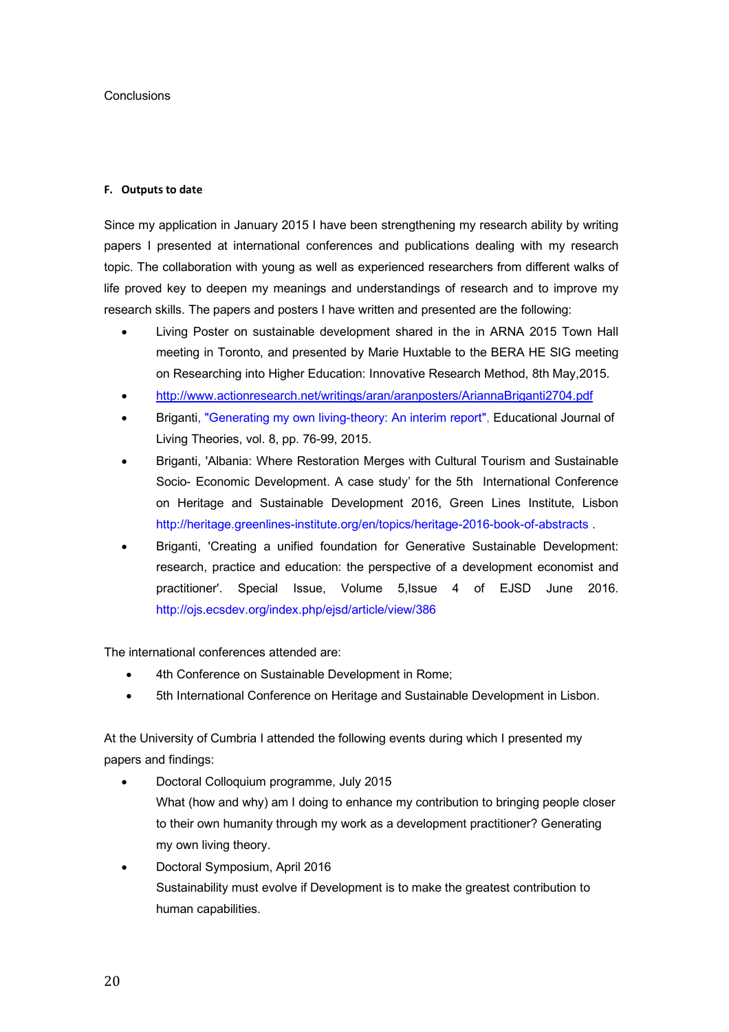Conclusions

#### F. Outputs to date

Since my application in January 2015 I have been strengthening my research ability by writing papers I presented at international conferences and publications dealing with my research topic. The collaboration with young as well as experienced researchers from different walks of life proved key to deepen my meanings and understandings of research and to improve my research skills. The papers and posters I have written and presented are the following:

- Living Poster on sustainable development shared in the in ARNA 2015 Town Hall meeting in Toronto, and presented by Marie Huxtable to the BERA HE SIG meeting on Researching into Higher Education: Innovative Research Method, 8th May,2015.
- http://www.actionresearch.net/writings/aran/aranposters/AriannaBriganti2704.pdf
- Briganti, "Generating my own living-theory: An interim report", Educational Journal of Living Theories, vol. 8, pp. 76-99, 2015.
- Briganti, 'Albania: Where Restoration Merges with Cultural Tourism and Sustainable Socio- Economic Development. A case study' for the 5th International Conference on Heritage and Sustainable Development 2016, Green Lines Institute, Lisbon http://heritage.greenlines-institute.org/en/topics/heritage-2016-book-of-abstracts .
- Briganti, 'Creating a unified foundation for Generative Sustainable Development: research, practice and education: the perspective of a development economist and practitioner'. Special Issue, Volume 5,Issue 4 of EJSD June 2016. http://ojs.ecsdev.org/index.php/ejsd/article/view/386

The international conferences attended are:

- 4th Conference on Sustainable Development in Rome;
- 5th International Conference on Heritage and Sustainable Development in Lisbon.

At the University of Cumbria I attended the following events during which I presented my papers and findings:

- Doctoral Colloquium programme, July 2015
  What (how and why) am I doing to enhance my contribution to bringing people closer to their own humanity through my work as a development practitioner? Generating my own living theory.
- Doctoral Symposium, April 2016
  Sustainability must evolve if Development is to make the greatest contribution to human capabilities.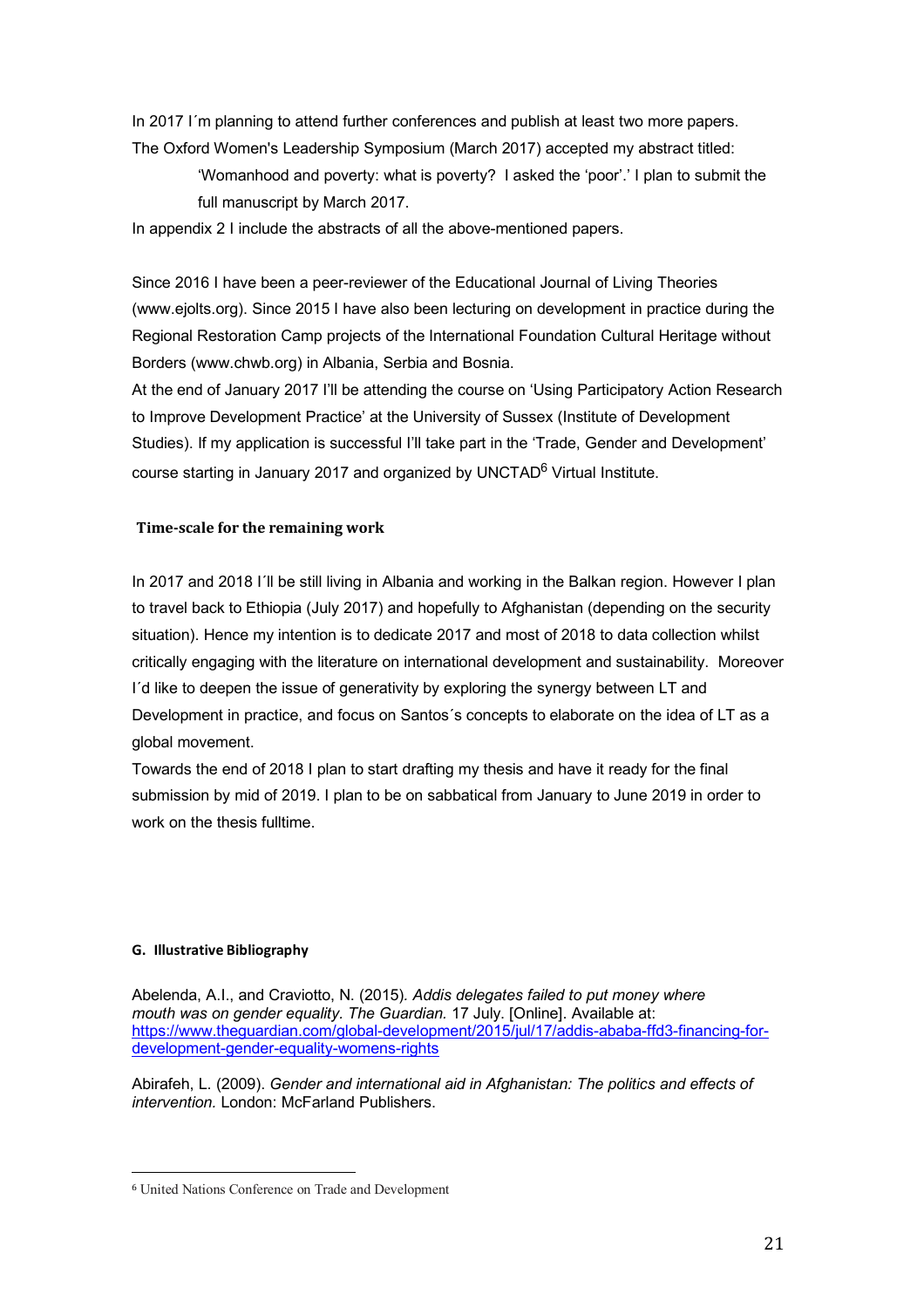In 2017 I´m planning to attend further conferences and publish at least two more papers. The Oxford Women's Leadership Symposium (March 2017) accepted my abstract titled:

> 'Womanhood and poverty: what is poverty? I asked the 'poor'.' I plan to submit the full manuscript by March 2017.

In appendix 2 I include the abstracts of all the above-mentioned papers.

Since 2016 I have been a peer-reviewer of the Educational Journal of Living Theories (www.ejolts.org). Since 2015 I have also been lecturing on development in practice during the Regional Restoration Camp projects of the International Foundation Cultural Heritage without Borders (www.chwb.org) in Albania, Serbia and Bosnia.

At the end of January 2017 I'll be attending the course on 'Using Participatory Action Research to Improve Development Practice' at the University of Sussex (Institute of Development Studies). If my application is successful I'll take part in the 'Trade, Gender and Development' course starting in January 2017 and organized by UNCTAD[6] Virtual Institute.

### Time-scale for the remaining work

In 2017 and 2018 I´ll be still living in Albania and working in the Balkan region. However I plan to travel back to Ethiopia (July 2017) and hopefully to Afghanistan (depending on the security situation). Hence my intention is to dedicate 2017 and most of 2018 to data collection whilst critically engaging with the literature on international development and sustainability. Moreover I´d like to deepen the issue of generativity by exploring the synergy between LT and Development in practice, and focus on Santos´s concepts to elaborate on the idea of LT as a global movement.

Towards the end of 2018 I plan to start drafting my thesis and have it ready for the final submission by mid of 2019. I plan to be on sabbatical from January to June 2019 in order to work on the thesis fulltime.

## G. Illustrative Bibliography

Abelenda, A.I., and Craviotto, N. (2015). *Addis delegates failed to put money where mouth was on gender equality. The Guardian.* 17 July. [Online]. Available at: https://www.theguardian.com/global-development/2015/jul/17/addis-ababa-ffd3-financing-for-development-gender-equality-womens-rights

Abirafeh, L. (2009). *Gender and international aid in Afghanistan: The politics and effects of intervention.* London: McFarland Publishers.

---

[6] United Nations Conference on Trade and Development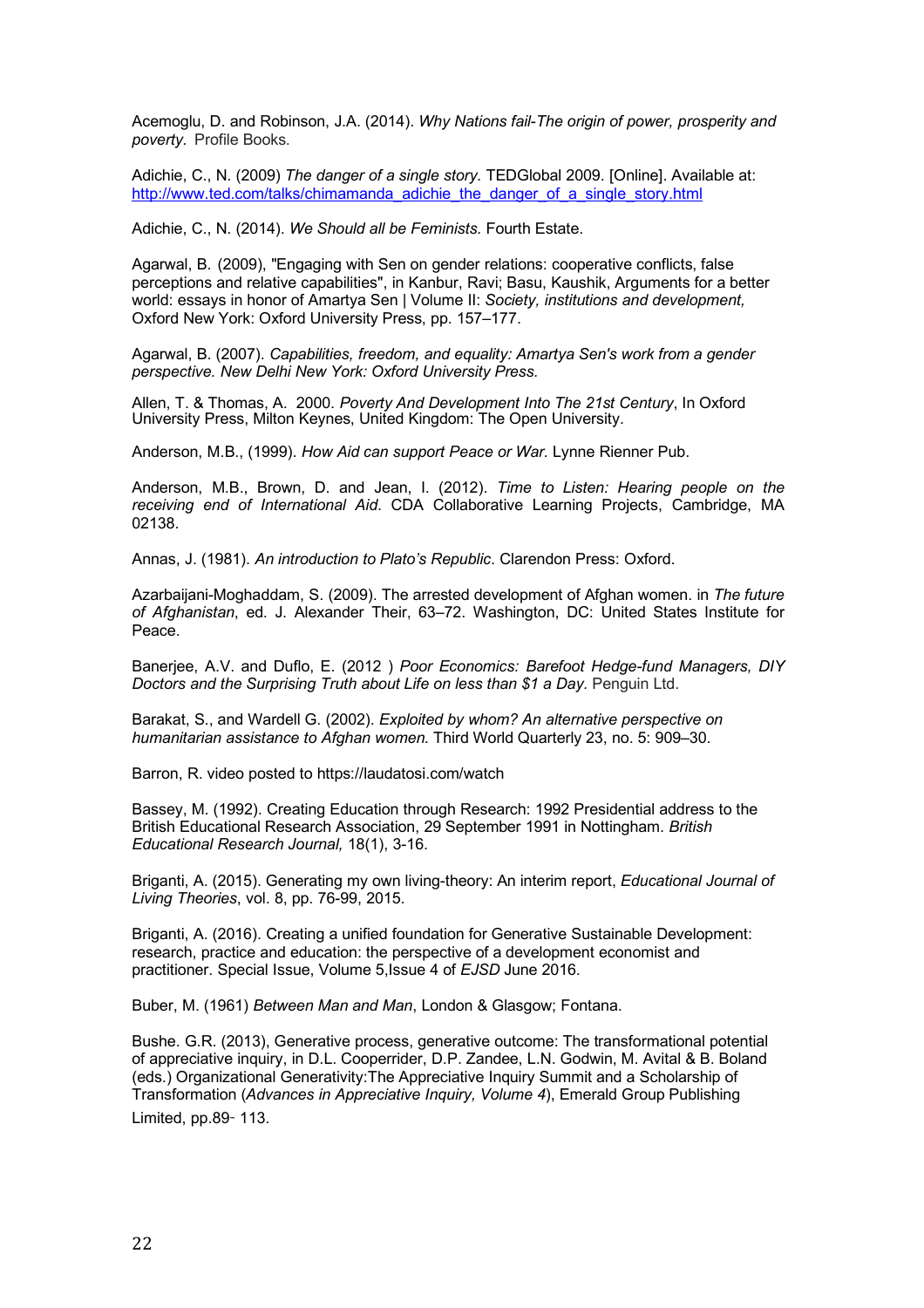Acemoglu, D. and Robinson, J.A. (2014). *Why Nations fail-The origin of power, prosperity and poverty.* Profile Books.

Adichie, C., N. (2009) *The danger of a single story.* TEDGlobal 2009. [Online]. Available at: http://www.ted.com/talks/chimamanda_adichie_the_danger_of_a_single_story.html

Adichie, C., N. (2014). *We Should all be Feminists.* Fourth Estate.

Agarwal, B. (2009), "Engaging with Sen on gender relations: cooperative conflicts, false perceptions and relative capabilities", in Kanbur, Ravi; Basu, Kaushik, Arguments for a better world: essays in honor of Amartya Sen | Volume II: *Society, institutions and development,* Oxford New York: Oxford University Press, pp. 157–177.

Agarwal, B. (2007). *Capabilities, freedom, and equality: Amartya Sen's work from a gender perspective. New Delhi New York: Oxford University Press.*

Allen, T. & Thomas, A. 2000. *Poverty And Development Into The 21st Century*, In Oxford University Press, Milton Keynes, United Kingdom: The Open University.

Anderson, M.B., (1999). *How Aid can support Peace or War.* Lynne Rienner Pub.

Anderson, M.B., Brown, D. and Jean, I. (2012). *Time to Listen: Hearing people on the receiving end of International Aid*. CDA Collaborative Learning Projects, Cambridge, MA 02138.

Annas, J. (1981). *An introduction to Plato's Republic*. Clarendon Press: Oxford.

Azarbaijani-Moghaddam, S. (2009). The arrested development of Afghan women. in *The future of Afghanistan*, ed. J. Alexander Their, 63–72. Washington, DC: United States Institute for Peace.

Banerjee, A.V. and Duflo, E. (2012 ) *Poor Economics: Barefoot Hedge-fund Managers, DIY Doctors and the Surprising Truth about Life on less than $1 a Day.* Penguin Ltd.

Barakat, S., and Wardell G. (2002). *Exploited by whom? An alternative perspective on humanitarian assistance to Afghan women.* Third World Quarterly 23, no. 5: 909–30.

Barron, R. video posted to https://laudatosi.com/watch

Bassey, M. (1992). Creating Education through Research: 1992 Presidential address to the British Educational Research Association, 29 September 1991 in Nottingham. *British Educational Research Journal,* 18(1), 3-16.

Briganti, A. (2015). Generating my own living-theory: An interim report, *Educational Journal of Living Theories*, vol. 8, pp. 76-99, 2015.

Briganti, A. (2016). Creating a unified foundation for Generative Sustainable Development: research, practice and education: the perspective of a development economist and practitioner. Special Issue, Volume 5,Issue 4 of *EJSD* June 2016.

Buber, M. (1961) *Between Man and Man*, London & Glasgow; Fontana.

Bushe. G.R. (2013), Generative process, generative outcome: The transformational potential of appreciative inquiry, in D.L. Cooperrider, D.P. Zandee, L.N. Godwin, M. Avital & B. Boland (eds.) Organizational Generativity:The Appreciative Inquiry Summit and a Scholarship of Transformation (*Advances in Appreciative Inquiry, Volume 4*), Emerald Group Publishing Limited, pp.89‐ 113.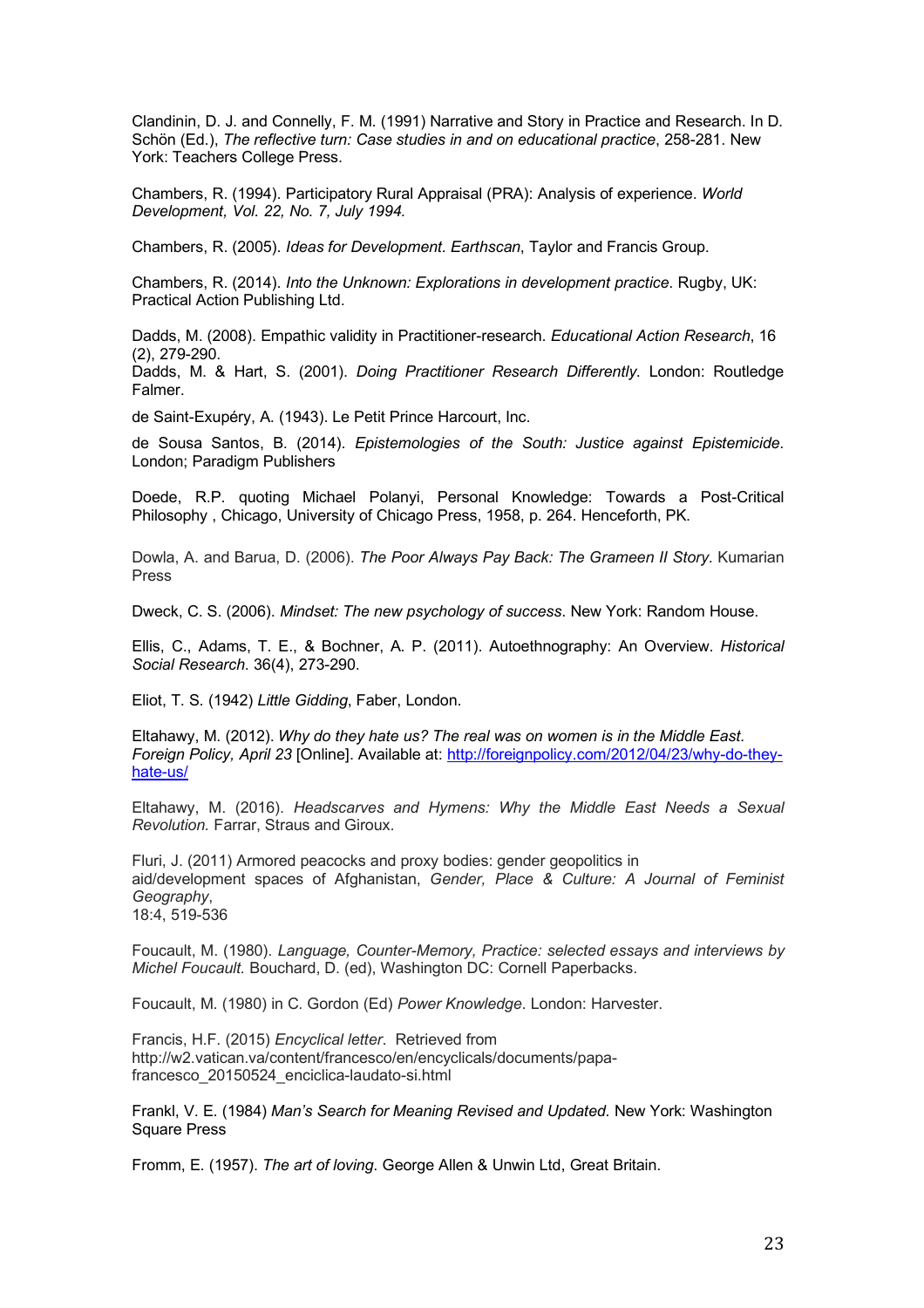Clandinin, D. J. and Connelly, F. M. (1991) Narrative and Story in Practice and Research. In D. Schön (Ed.), *The reflective turn: Case studies in and on educational practice*, 258-281. New York: Teachers College Press.

Chambers, R. (1994). Participatory Rural Appraisal (PRA): Analysis of experience. *World Development, Vol. 22, No. 7, July 1994.*

Chambers, R. (2005). *Ideas for Development. Earthscan*, Taylor and Francis Group.

Chambers, R. (2014). *Into the Unknown: Explorations in development practice*. Rugby, UK: Practical Action Publishing Ltd.

Dadds, M. (2008). Empathic validity in Practitioner-research. *Educational Action Research*, 16 (2), 279-290.
Dadds, M. & Hart, S. (2001). *Doing Practitioner Research Differently*. London: Routledge Falmer.

de Saint-Exupéry, A. (1943). Le Petit Prince Harcourt, Inc.

de Sousa Santos, B. (2014). *Epistemologies of the South: Justice against Epistemicide*. London; Paradigm Publishers

Doede, R.P. quoting Michael Polanyi, Personal Knowledge: Towards a Post-Critical Philosophy , Chicago, University of Chicago Press, 1958, p. 264. Henceforth, PK.

Dowla, A. and Barua, D. (2006). *The Poor Always Pay Back: The Grameen II Story*. Kumarian Press

Dweck, C. S. (2006). *Mindset: The new psychology of success*. New York: Random House.

Ellis, C., Adams, T. E., & Bochner, A. P. (2011). Autoethnography: An Overview. *Historical Social Research*. 36(4), 273-290.

Eliot, T. S. (1942) *Little Gidding*, Faber, London.

Eltahawy, M. (2012). *Why do they hate us? The real was on women is in the Middle East. Foreign Policy, April 23* [Online]. Available at: http://foreignpolicy.com/2012/04/23/why-do-they-hate-us/

Eltahawy, M. (2016). *Headscarves and Hymens: Why the Middle East Needs a Sexual Revolution.* Farrar, Straus and Giroux.

Fluri, J. (2011) Armored peacocks and proxy bodies: gender geopolitics in aid/development spaces of Afghanistan, *Gender, Place & Culture: A Journal of Feminist Geography*, 18:4, 519-536

Foucault, M. (1980). *Language, Counter-Memory, Practice: selected essays and interviews by Michel Foucault.* Bouchard, D. (ed), Washington DC: Cornell Paperbacks.

Foucault, M. (1980) in C. Gordon (Ed) *Power Knowledge*. London: Harvester.

Francis, H.F. (2015) *Encyclical letter*. Retrieved from http://w2.vatican.va/content/francesco/en/encyclicals/documents/papa-francesco_20150524_enciclica-laudato-si.html

Frankl, V. E. (1984) *Man's Search for Meaning Revised and Updated*. New York: Washington Square Press

Fromm, E. (1957). *The art of loving*. George Allen & Unwin Ltd, Great Britain.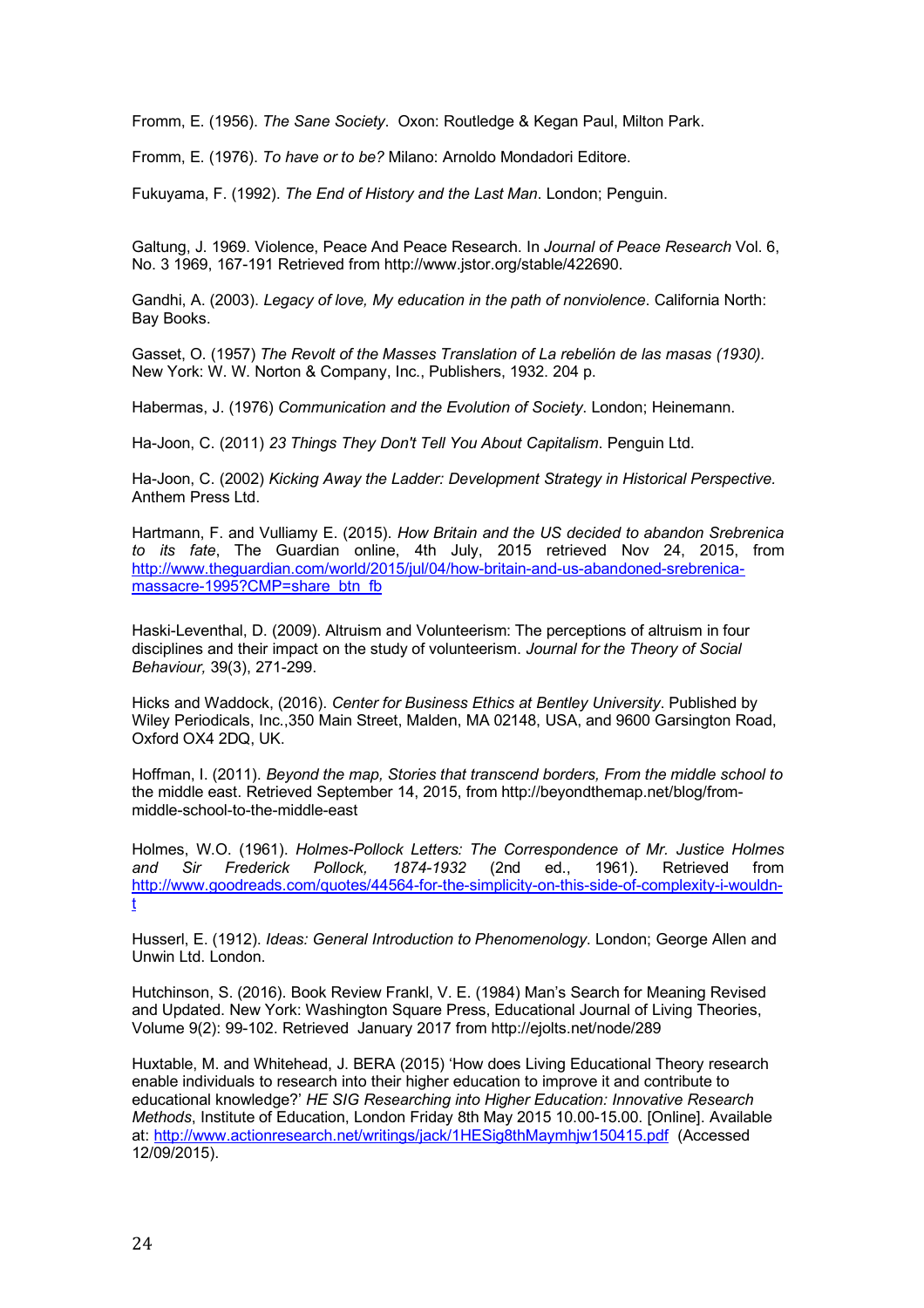Fromm, E. (1956). *The Sane Society*. Oxon: Routledge & Kegan Paul, Milton Park.

Fromm, E. (1976). *To have or to be?* Milano: Arnoldo Mondadori Editore.

Fukuyama, F. (1992). *The End of History and the Last Man*. London; Penguin.

Galtung, J. 1969. Violence, Peace And Peace Research. In *Journal of Peace Research* Vol. 6, No. 3 1969, 167-191 Retrieved from http://www.jstor.org/stable/422690.

Gandhi, A. (2003). *Legacy of love, My education in the path of nonviolence*. California North: Bay Books.

Gasset, O. (1957) *The Revolt of the Masses Translation of La rebelión de las masas (1930).* New York: W. W. Norton & Company, Inc., Publishers, 1932. 204 p.

Habermas, J. (1976) *Communication and the Evolution of Society*. London; Heinemann.

Ha-Joon, C. (2011) *23 Things They Don't Tell You About Capitalism*. Penguin Ltd.

Ha-Joon, C. (2002) *Kicking Away the Ladder: Development Strategy in Historical Perspective.* Anthem Press Ltd.

Hartmann, F. and Vulliamy E. (2015). *How Britain and the US decided to abandon Srebrenica to its fate*, The Guardian online, 4th July, 2015 retrieved Nov 24, 2015, from http://www.theguardian.com/world/2015/jul/04/how-britain-and-us-abandoned-srebrenica-massacre-1995?CMP=share_btn_fb

Haski-Leventhal, D. (2009). Altruism and Volunteerism: The perceptions of altruism in four disciplines and their impact on the study of volunteerism. *Journal for the Theory of Social Behaviour,* 39(3), 271-299.

Hicks and Waddock, (2016). *Center for Business Ethics at Bentley University*. Published by Wiley Periodicals, Inc.,350 Main Street, Malden, MA 02148, USA, and 9600 Garsington Road, Oxford OX4 2DQ, UK.

Hoffman, I. (2011). *Beyond the map, Stories that transcend borders, From the middle school to* the middle east. Retrieved September 14, 2015, from http://beyondthemap.net/blog/from-middle-school-to-the-middle-east

Holmes, W.O. (1961). *Holmes-Pollock Letters: The Correspondence of Mr. Justice Holmes and Sir Frederick Pollock, 1874-1932* (2nd ed., 1961). Retrieved from http://www.goodreads.com/quotes/44564-for-the-simplicity-on-this-side-of-complexity-i-wouldn-t

Husserl, E. (1912). *Ideas: General Introduction to Phenomenology*. London; George Allen and Unwin Ltd. London.

Hutchinson, S. (2016). Book Review Frankl, V. E. (1984) Man's Search for Meaning Revised and Updated. New York: Washington Square Press, Educational Journal of Living Theories, Volume 9(2): 99-102. Retrieved January 2017 from http://ejolts.net/node/289

Huxtable, M. and Whitehead, J. BERA (2015) 'How does Living Educational Theory research enable individuals to research into their higher education to improve it and contribute to educational knowledge?' *HE SIG Researching into Higher Education: Innovative Research Methods*, Institute of Education, London Friday 8th May 2015 10.00-15.00. [Online]. Available at: http://www.actionresearch.net/writings/jack/1HESig8thMaymhjw150415.pdf (Accessed 12/09/2015).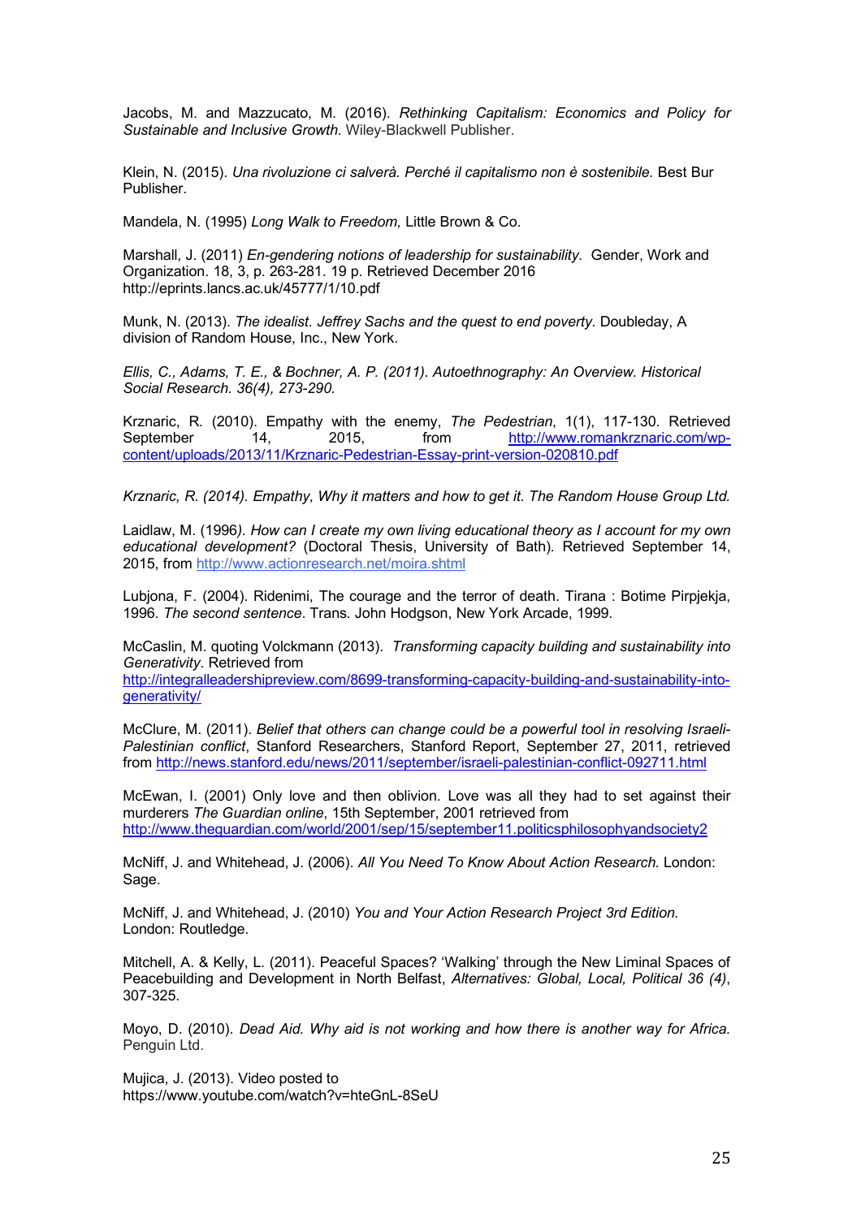Jacobs, M. and Mazzucato, M. (2016). *Rethinking Capitalism: Economics and Policy for Sustainable and Inclusive Growth.* Wiley-Blackwell Publisher.

Klein, N. (2015). *Una rivoluzione ci salverà. Perché il capitalismo non è sostenibile.* Best Bur Publisher.

Mandela, N. (1995) *Long Walk to Freedom,* Little Brown & Co.

Marshall, J. (2011) *En-gendering notions of leadership for sustainability.* Gender, Work and Organization. 18, 3, p. 263-281. 19 p. Retrieved December 2016 http://eprints.lancs.ac.uk/45777/1/10.pdf

Munk, N. (2013). *The idealist. Jeffrey Sachs and the quest to end poverty.* Doubleday, A division of Random House, Inc., New York.

*Ellis, C., Adams, T. E., & Bochner, A. P. (2011). Autoethnography: An Overview. Historical Social Research. 36(4), 273-290.*

Krznaric, R. (2010). Empathy with the enemy, *The Pedestrian*, 1(1), 117-130. Retrieved September 14, 2015, from http://www.romankrznaric.com/wp-content/uploads/2013/11/Krznaric-Pedestrian-Essay-print-version-020810.pdf

*Krznaric, R. (2014). Empathy, Why it matters and how to get it. The Random House Group Ltd.*

Laidlaw, M. (1996*). How can I create my own living educational theory as I account for my own educational development?* (Doctoral Thesis, University of Bath). Retrieved September 14, 2015, from http://www.actionresearch.net/moira.shtml

Lubjona, F. (2004). Ridenimi, The courage and the terror of death. Tirana : Botime Pirpjekja, 1996. *The second sentence*. Trans. John Hodgson, New York Arcade, 1999.

McCaslin, M. quoting Volckmann (2013). *Transforming capacity building and sustainability into Generativity*. Retrieved from http://integralleadershipreview.com/8699-transforming-capacity-building-and-sustainability-into-generativity/

McClure, M. (2011). *Belief that others can change could be a powerful tool in resolving Israeli-Palestinian conflict*, Stanford Researchers, Stanford Report, September 27, 2011, retrieved from http://news.stanford.edu/news/2011/september/israeli-palestinian-conflict-092711.html

McEwan, I. (2001) Only love and then oblivion. Love was all they had to set against their murderers *The Guardian online*, 15th September, 2001 retrieved from http://www.theguardian.com/world/2001/sep/15/september11.politicsphilosophyandsociety2

McNiff, J. and Whitehead, J. (2006). *All You Need To Know About Action Research.* London: Sage.

McNiff, J. and Whitehead, J. (2010) *You and Your Action Research Project 3rd Edition.* London: Routledge.

Mitchell, A. & Kelly, L. (2011). Peaceful Spaces? 'Walking' through the New Liminal Spaces of Peacebuilding and Development in North Belfast, *Alternatives: Global, Local, Political 36 (4)*, 307-325.

Moyo, D. (2010). *Dead Aid. Why aid is not working and how there is another way for Africa.* Penguin Ltd.

Mujica, J. (2013). Video posted to https://www.youtube.com/watch?v=hteGnL-8SeU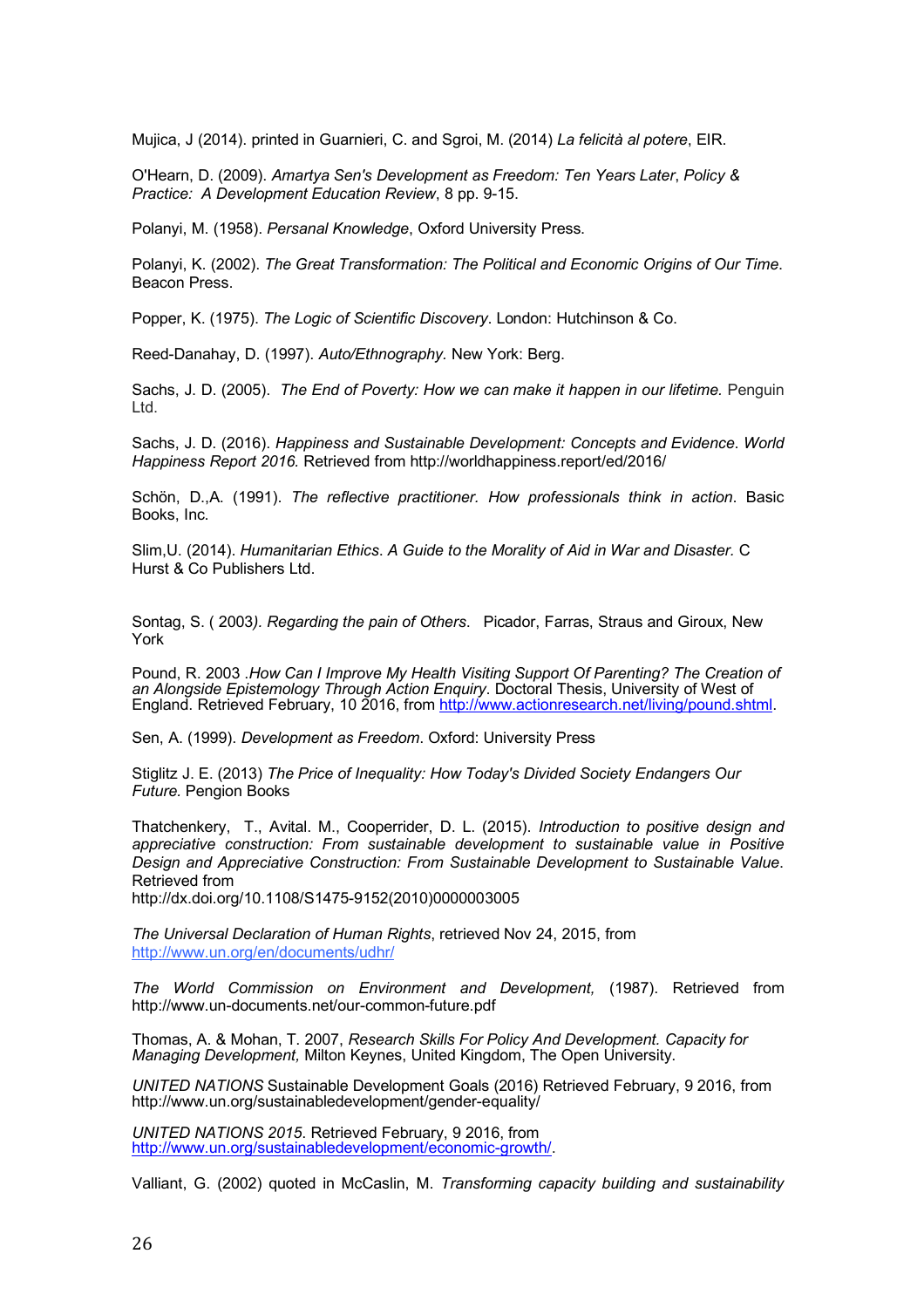Mujica, J (2014). printed in Guarnieri, C. and Sgroi, M. (2014) *La felicità al potere*, EIR.

O'Hearn, D. (2009). *Amartya Sen's Development as Freedom: Ten Years Later*, *Policy & Practice: A Development Education Review*, 8 pp. 9-15.

Polanyi, M. (1958). *Persanal Knowledge*, Oxford University Press.

Polanyi, K. (2002). *The Great Transformation: The Political and Economic Origins of Our Time.* Beacon Press.

Popper, K. (1975). *The Logic of Scientific Discovery*. London: Hutchinson & Co.

Reed-Danahay, D. (1997). *Auto/Ethnography.* New York: Berg.

Sachs, J. D. (2005). *The End of Poverty: How we can make it happen in our lifetime.* Penguin Ltd.

Sachs, J. D. (2016). *Happiness and Sustainable Development: Concepts and Evidence*. *World Happiness Report 2016.* Retrieved from http://worldhappiness.report/ed/2016/

Schön, D.,A. (1991). *The reflective practitioner. How professionals think in action*. Basic Books, Inc.

Slim,U. (2014). *Humanitarian Ethics. A Guide to the Morality of Aid in War and Disaster.* C Hurst & Co Publishers Ltd.

Sontag, S. ( 2003*). Regarding the pain of Others*. Picador, Farras, Straus and Giroux, New York

Pound, R. 2003 .*How Can I Improve My Health Visiting Support Of Parenting? The Creation of an Alongside Epistemology Through Action Enquiry*. Doctoral Thesis, University of West of England. Retrieved February, 10 2016, from http://www.actionresearch.net/living/pound.shtml.

Sen, A. (1999). *Development as Freedom*. Oxford: University Press

Stiglitz J. E. (2013) *The Price of Inequality: How Today's Divided Society Endangers Our Future.* Pengion Books

Thatchenkery, T., Avital. M., Cooperrider, D. L. (2015). *Introduction to positive design and appreciative construction: From sustainable development to sustainable value in Positive Design and Appreciative Construction: From Sustainable Development to Sustainable Value*. Retrieved from
http://dx.doi.org/10.1108/S1475-9152(2010)0000003005

*The Universal Declaration of Human Rights*, retrieved Nov 24, 2015, from http://www.un.org/en/documents/udhr/

*The World Commission on Environment and Development,* (1987). Retrieved from http://www.un-documents.net/our-common-future.pdf

Thomas, A. & Mohan, T. 2007, *Research Skills For Policy And Development. Capacity for Managing Development,* Milton Keynes, United Kingdom, The Open University.

*UNITED NATIONS* Sustainable Development Goals (2016) Retrieved February, 9 2016, from http://www.un.org/sustainabledevelopment/gender-equality/

*UNITED NATIONS 2015.* Retrieved February, 9 2016, from http://www.un.org/sustainabledevelopment/economic-growth/.

Valliant, G. (2002) quoted in McCaslin, M. *Transforming capacity building and sustainability*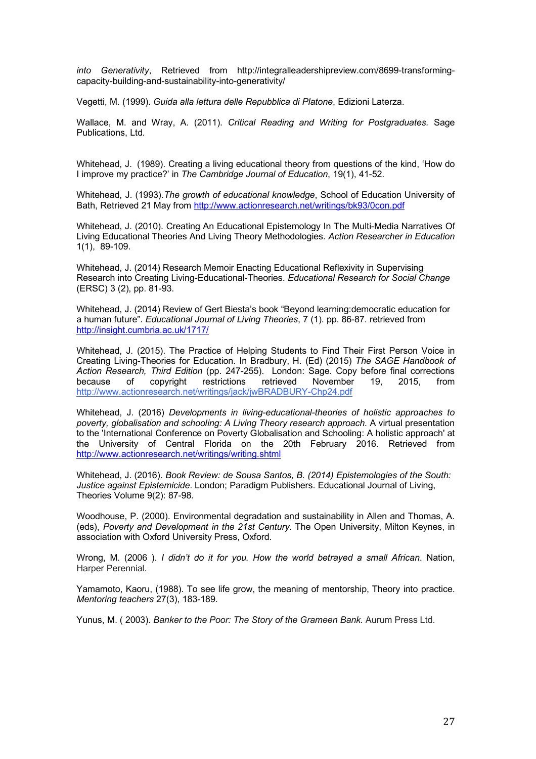*into Generativity*, Retrieved from http://integralleadershipreview.com/8699-transforming-capacity-building-and-sustainability-into-generativity/

Vegetti, M. (1999). *Guida alla lettura delle Repubblica di Platone*, Edizioni Laterza.

Wallace, M. and Wray, A. (2011). *Critical Reading and Writing for Postgraduates.* Sage Publications, Ltd.

Whitehead, J. (1989). Creating a living educational theory from questions of the kind, 'How do I improve my practice?' in *The Cambridge Journal of Education*, 19(1), 41-52.

Whitehead, J. (1993).*The growth of educational knowledge*, School of Education University of Bath, Retrieved 21 May from http://www.actionresearch.net/writings/bk93/0con.pdf

Whitehead, J. (2010). Creating An Educational Epistemology In The Multi-Media Narratives Of Living Educational Theories And Living Theory Methodologies. *Action Researcher in Education* 1(1), 89-109.

Whitehead, J. (2014) Research Memoir Enacting Educational Reflexivity in Supervising Research into Creating Living-Educational-Theories. *Educational Research for Social Change* (ERSC) 3 (2), pp. 81-93.

Whitehead, J. (2014) Review of Gert Biesta's book "Beyond learning:democratic education for a human future". *Educational Journal of Living Theories*, 7 (1). pp. 86-87. retrieved from http://insight.cumbria.ac.uk/1717/

Whitehead, J. (2015). The Practice of Helping Students to Find Their First Person Voice in Creating Living-Theories for Education. In Bradbury, H. (Ed) (2015) *The SAGE Handbook of Action Research, Third Edition* (pp. 247-255). London: Sage. Copy before final corrections because of copyright restrictions retrieved November 19, 2015, from http://www.actionresearch.net/writings/jack/jwBRADBURY-Chp24.pdf

Whitehead, J. (2016) *Developments in living-educational-theories of holistic approaches to poverty, globalisation and schooling: A Living Theory research approach.* A virtual presentation to the 'International Conference on Poverty Globalisation and Schooling: A holistic approach' at the University of Central Florida on the 20th February 2016. Retrieved from http://www.actionresearch.net/writings/writing.shtml

Whitehead, J. (2016). *Book Review: de Sousa Santos, B. (2014) Epistemologies of the South: Justice against Epistemicide*. London; Paradigm Publishers. Educational Journal of Living, Theories Volume 9(2): 87-98.

Woodhouse, P. (2000). Environmental degradation and sustainability in Allen and Thomas, A. (eds), *Poverty and Development in the 21st Century*. The Open University, Milton Keynes, in association with Oxford University Press, Oxford.

Wrong, M. (2006 ). *I didn't do it for you. How the world betrayed a small African*. Nation, Harper Perennial.

Yamamoto, Kaoru, (1988). To see life grow, the meaning of mentorship, Theory into practice. *Mentoring teachers* 27(3), 183-189.

Yunus, M. ( 2003). *Banker to the Poor: The Story of the Grameen Bank.* Aurum Press Ltd.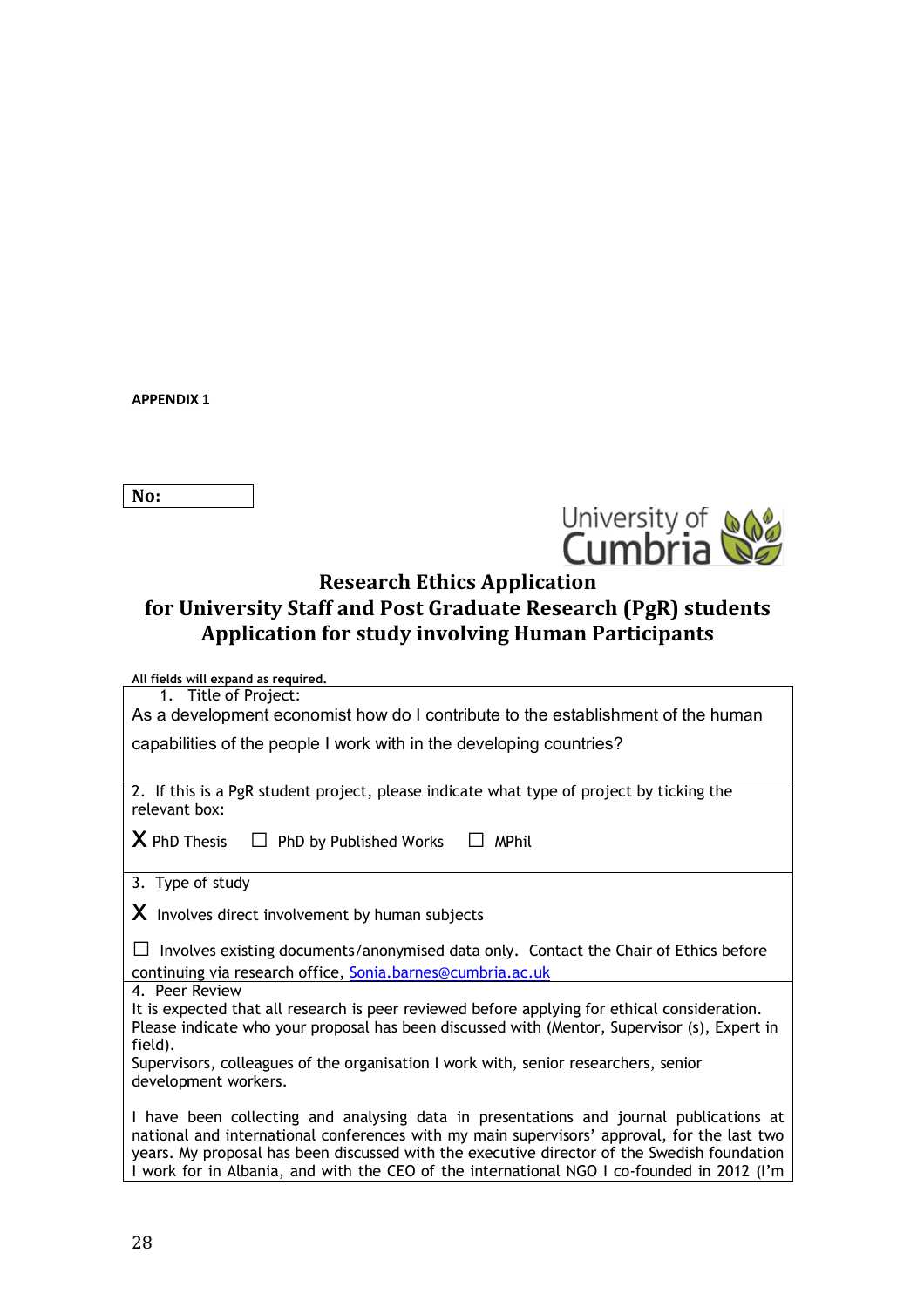**APPENDIX 1**

**No:**

University of Cumbria

# Research Ethics Application
## for University Staff and Post Graduate Research (PgR) students
## Application for study involving Human Participants

**All fields will expand as required.**

1. Title of Project:

As a development economist how do I contribute to the establishment of the human capabilities of the people I work with in the developing countries?

2. If this is a PgR student project, please indicate what type of project by ticking the relevant box:

X PhD Thesis ☐ PhD by Published Works ☐ MPhil

3. Type of study

X Involves direct involvement by human subjects

☐ Involves existing documents/anonymised data only. Contact the Chair of Ethics before continuing via research office, Sonia.barnes@cumbria.ac.uk

4. Peer Review

It is expected that all research is peer reviewed before applying for ethical consideration. Please indicate who your proposal has been discussed with (Mentor, Supervisor (s), Expert in field).

Supervisors, colleagues of the organisation I work with, senior researchers, senior development workers.

I have been collecting and analysing data in presentations and journal publications at national and international conferences with my main supervisors' approval, for the last two years. My proposal has been discussed with the executive director of the Swedish foundation I work for in Albania, and with the CEO of the international NGO I co-founded in 2012 (I'm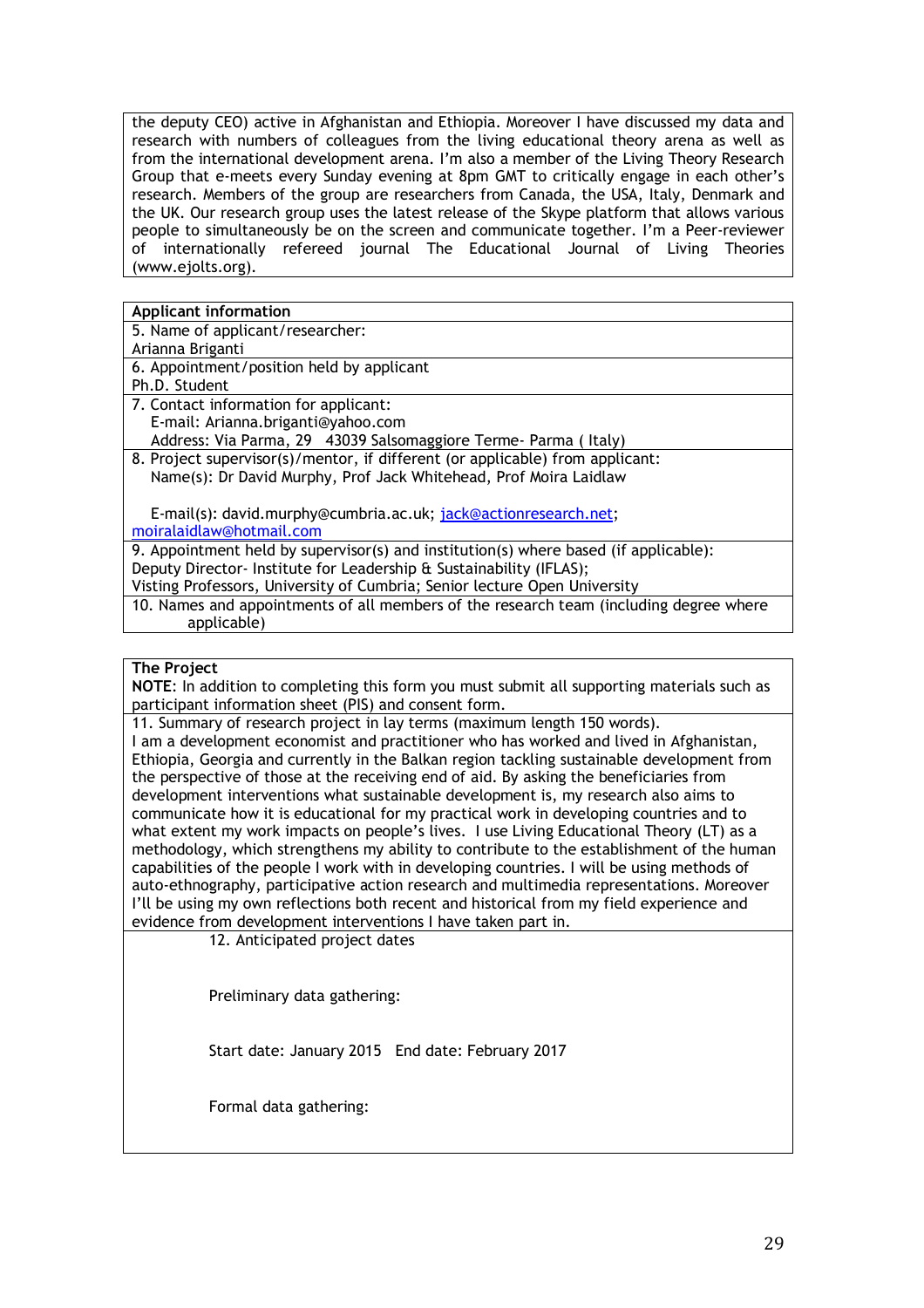the deputy CEO) active in Afghanistan and Ethiopia. Moreover I have discussed my data and research with numbers of colleagues from the living educational theory arena as well as from the international development arena. I'm also a member of the Living Theory Research Group that e-meets every Sunday evening at 8pm GMT to critically engage in each other's research. Members of the group are researchers from Canada, the USA, Italy, Denmark and the UK. Our research group uses the latest release of the Skype platform that allows various people to simultaneously be on the screen and communicate together. I'm a Peer-reviewer of internationally refereed journal The Educational Journal of Living Theories (www.ejolts.org).

| **Applicant information** |
|---|
| 5. Name of applicant/researcher: Arianna Briganti |
| 6. Appointment/position held by applicant Ph.D. Student |
| 7. Contact information for applicant: E-mail: Arianna.briganti@yahoo.com Address: Via Parma, 29 43039 Salsomaggiore Terme- Parma ( Italy) |
| 8. Project supervisor(s)/mentor, if different (or applicable) from applicant: Name(s): Dr David Murphy, Prof Jack Whitehead, Prof Moira Laidlaw<br><br>E-mail(s): david.murphy@cumbria.ac.uk; jack@actionresearch.net; moiralaidlaw@hotmail.com |
| 9. Appointment held by supervisor(s) and institution(s) where based (if applicable): Deputy Director- Institute for Leadership & Sustainability (IFLAS); Visting Professors, University of Cumbria; Senior lecture Open University |
| 10. Names and appointments of all members of the research team (including degree where applicable) |

| **The Project** |
|---|
| **NOTE**: In addition to completing this form you must submit all supporting materials such as participant information sheet (PIS) and consent form. |
| 11. Summary of research project in lay terms (maximum length 150 words). I am a development economist and practitioner who has worked and lived in Afghanistan, Ethiopia, Georgia and currently in the Balkan region tackling sustainable development from the perspective of those at the receiving end of aid. By asking the beneficiaries from development interventions what sustainable development is, my research also aims to communicate how it is educational for my practical work in developing countries and to what extent my work impacts on people's lives. I use Living Educational Theory (LT) as a methodology, which strengthens my ability to contribute to the establishment of the human capabilities of the people I work with in developing countries. I will be using methods of auto-ethnography, participative action research and multimedia representations. Moreover I'll be using my own reflections both recent and historical from my field experience and evidence from development interventions I have taken part in. |
| 12. Anticipated project dates<br><br>Preliminary data gathering:<br><br>Start date: January 2015 End date: February 2017<br><br>Formal data gathering: |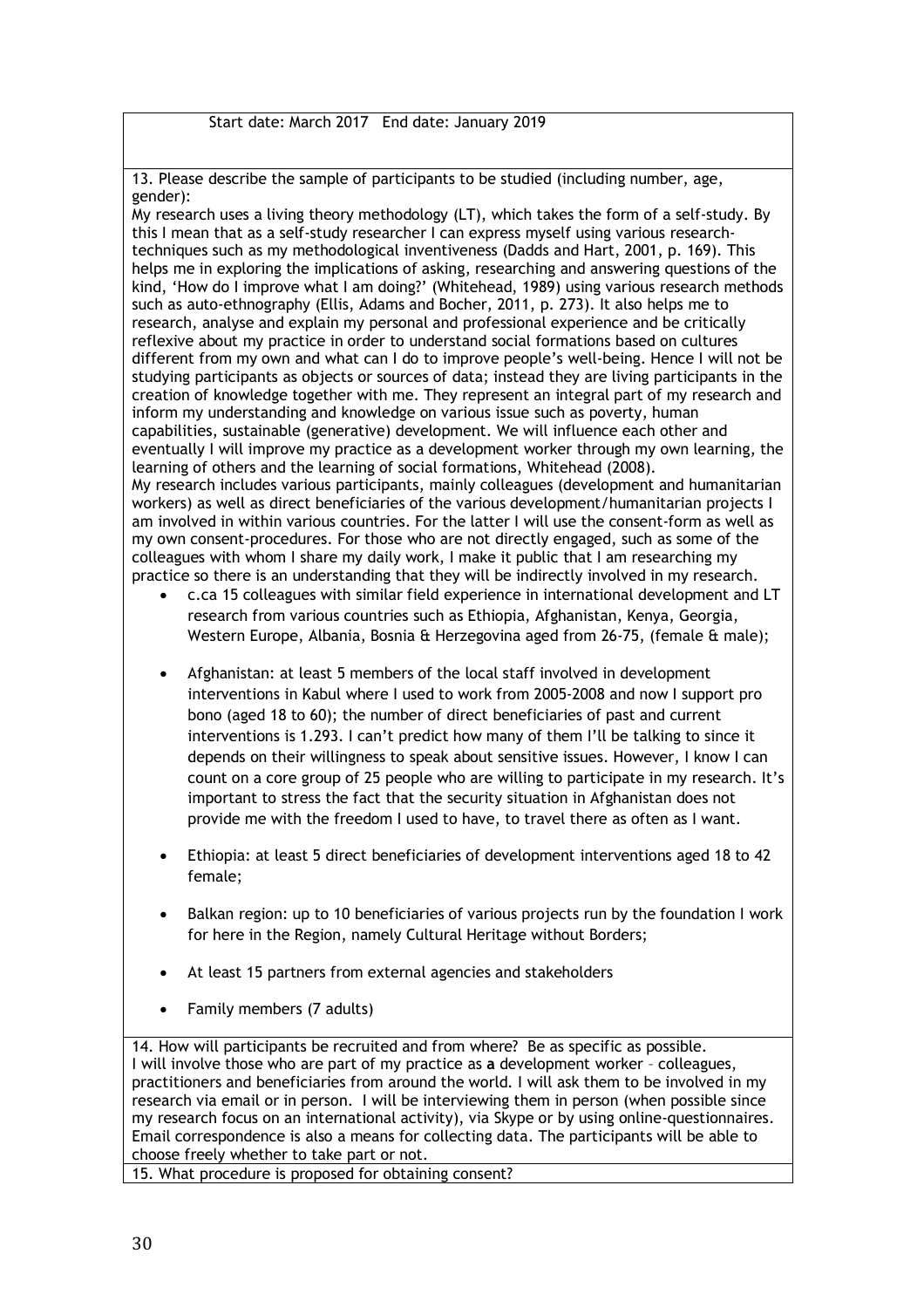Start date: March 2017   End date: January 2019

13. Please describe the sample of participants to be studied (including number, age, gender):

My research uses a living theory methodology (LT), which takes the form of a self-study. By this I mean that as a self-study researcher I can express myself using various research-techniques such as my methodological inventiveness (Dadds and Hart, 2001, p. 169). This helps me in exploring the implications of asking, researching and answering questions of the kind, 'How do I improve what I am doing?' (Whitehead, 1989) using various research methods such as auto-ethnography (Ellis, Adams and Bocher, 2011, p. 273). It also helps me to research, analyse and explain my personal and professional experience and be critically reflexive about my practice in order to understand social formations based on cultures different from my own and what can I do to improve people's well-being. Hence I will not be studying participants as objects or sources of data; instead they are living participants in the creation of knowledge together with me. They represent an integral part of my research and inform my understanding and knowledge on various issue such as poverty, human capabilities, sustainable (generative) development. We will influence each other and eventually I will improve my practice as a development worker through my own learning, the learning of others and the learning of social formations, Whitehead (2008).

My research includes various participants, mainly colleagues (development and humanitarian workers) as well as direct beneficiaries of the various development/humanitarian projects I am involved in within various countries. For the latter I will use the consent-form as well as my own consent-procedures. For those who are not directly engaged, such as some of the colleagues with whom I share my daily work, I make it public that I am researching my practice so there is an understanding that they will be indirectly involved in my research.

- c.ca 15 colleagues with similar field experience in international development and LT research from various countries such as Ethiopia, Afghanistan, Kenya, Georgia, Western Europe, Albania, Bosnia & Herzegovina aged from 26-75, (female & male);
- Afghanistan: at least 5 members of the local staff involved in development interventions in Kabul where I used to work from 2005-2008 and now I support pro bono (aged 18 to 60); the number of direct beneficiaries of past and current interventions is 1.293. I can't predict how many of them I'll be talking to since it depends on their willingness to speak about sensitive issues. However, I know I can count on a core group of 25 people who are willing to participate in my research. It's important to stress the fact that the security situation in Afghanistan does not provide me with the freedom I used to have, to travel there as often as I want.
- Ethiopia: at least 5 direct beneficiaries of development interventions aged 18 to 42 female;
- Balkan region: up to 10 beneficiaries of various projects run by the foundation I work for here in the Region, namely Cultural Heritage without Borders;
- At least 15 partners from external agencies and stakeholders
- Family members (7 adults)

14. How will participants be recruited and from where? Be as specific as possible.

I will involve those who are part of my practice as **a** development worker – colleagues, practitioners and beneficiaries from around the world. I will ask them to be involved in my research via email or in person. I will be interviewing them in person (when possible since my research focus on an international activity), via Skype or by using online-questionnaires. Email correspondence is also a means for collecting data. The participants will be able to choose freely whether to take part or not.

15. What procedure is proposed for obtaining consent?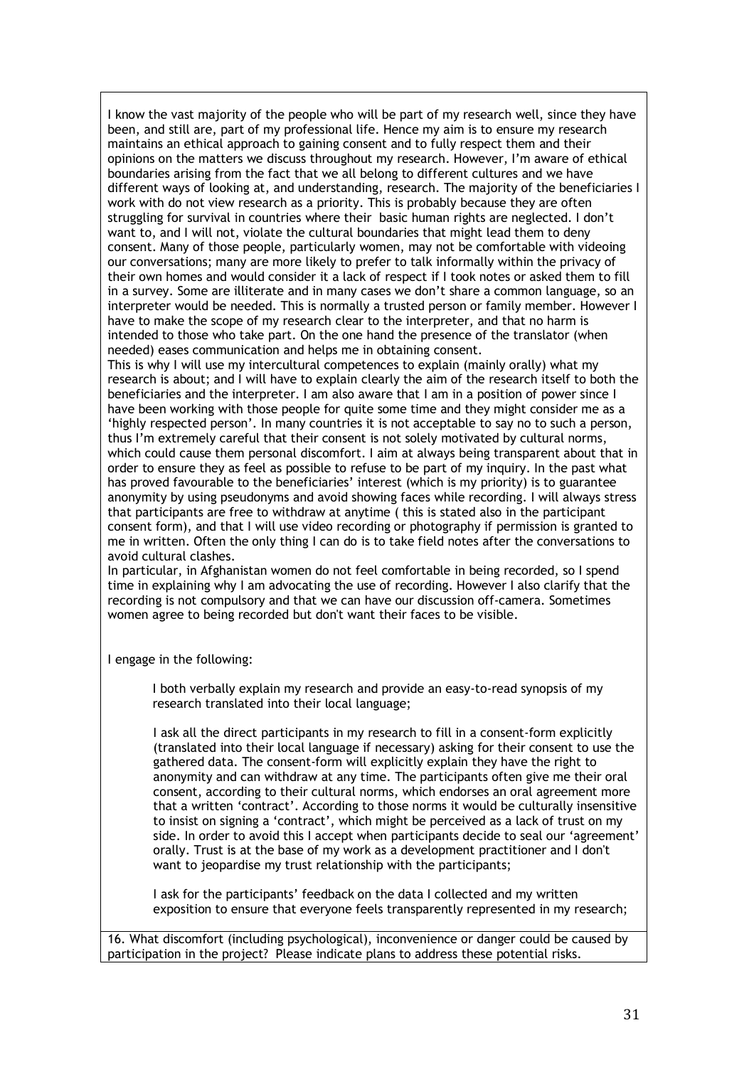I know the vast majority of the people who will be part of my research well, since they have been, and still are, part of my professional life. Hence my aim is to ensure my research maintains an ethical approach to gaining consent and to fully respect them and their opinions on the matters we discuss throughout my research. However, I'm aware of ethical boundaries arising from the fact that we all belong to different cultures and we have different ways of looking at, and understanding, research. The majority of the beneficiaries I work with do not view research as a priority. This is probably because they are often struggling for survival in countries where their basic human rights are neglected. I don't want to, and I will not, violate the cultural boundaries that might lead them to deny consent. Many of those people, particularly women, may not be comfortable with videoing our conversations; many are more likely to prefer to talk informally within the privacy of their own homes and would consider it a lack of respect if I took notes or asked them to fill in a survey. Some are illiterate and in many cases we don't share a common language, so an interpreter would be needed. This is normally a trusted person or family member. However I have to make the scope of my research clear to the interpreter, and that no harm is intended to those who take part. On the one hand the presence of the translator (when needed) eases communication and helps me in obtaining consent.

This is why I will use my intercultural competences to explain (mainly orally) what my research is about; and I will have to explain clearly the aim of the research itself to both the beneficiaries and the interpreter. I am also aware that I am in a position of power since I have been working with those people for quite some time and they might consider me as a 'highly respected person'. In many countries it is not acceptable to say no to such a person, thus I'm extremely careful that their consent is not solely motivated by cultural norms, which could cause them personal discomfort. I aim at always being transparent about that in order to ensure they as feel as possible to refuse to be part of my inquiry. In the past what has proved favourable to the beneficiaries' interest (which is my priority) is to guarantee anonymity by using pseudonyms and avoid showing faces while recording. I will always stress that participants are free to withdraw at anytime ( this is stated also in the participant consent form), and that I will use video recording or photography if permission is granted to me in written. Often the only thing I can do is to take field notes after the conversations to avoid cultural clashes.

In particular, in Afghanistan women do not feel comfortable in being recorded, so I spend time in explaining why I am advocating the use of recording. However I also clarify that the recording is not compulsory and that we can have our discussion off-camera. Sometimes women agree to being recorded but don't want their faces to be visible.

I engage in the following:

I both verbally explain my research and provide an easy-to-read synopsis of my research translated into their local language;

I ask all the direct participants in my research to fill in a consent-form explicitly (translated into their local language if necessary) asking for their consent to use the gathered data. The consent-form will explicitly explain they have the right to anonymity and can withdraw at any time. The participants often give me their oral consent, according to their cultural norms, which endorses an oral agreement more that a written 'contract'. According to those norms it would be culturally insensitive to insist on signing a 'contract', which might be perceived as a lack of trust on my side. In order to avoid this I accept when participants decide to seal our 'agreement' orally. Trust is at the base of my work as a development practitioner and I don't want to jeopardise my trust relationship with the participants;

I ask for the participants' feedback on the data I collected and my written exposition to ensure that everyone feels transparently represented in my research;

16. What discomfort (including psychological), inconvenience or danger could be caused by participation in the project? Please indicate plans to address these potential risks.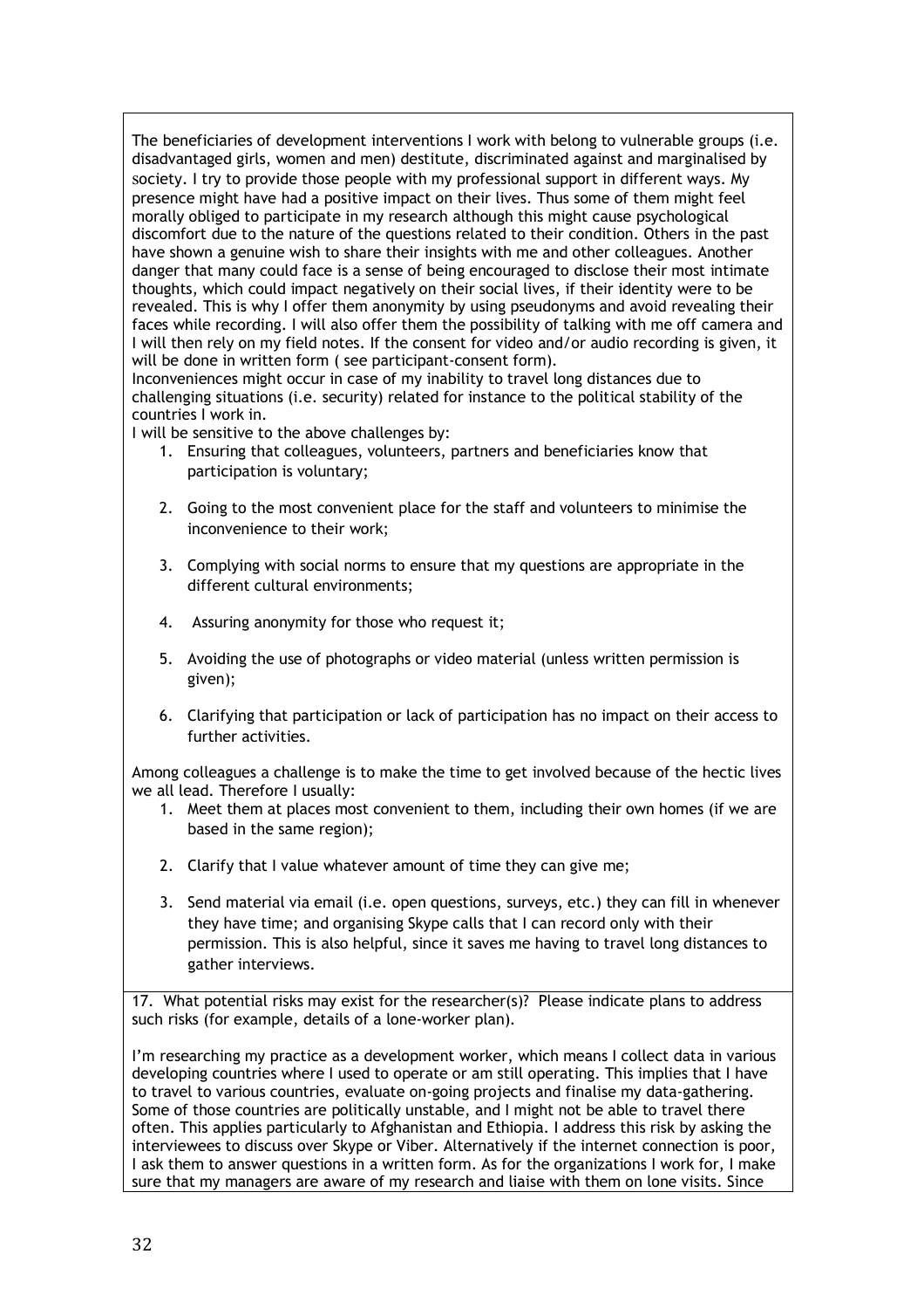The beneficiaries of development interventions I work with belong to vulnerable groups (i.e. disadvantaged girls, women and men) destitute, discriminated against and marginalised by society. I try to provide those people with my professional support in different ways. My presence might have had a positive impact on their lives. Thus some of them might feel morally obliged to participate in my research although this might cause psychological discomfort due to the nature of the questions related to their condition. Others in the past have shown a genuine wish to share their insights with me and other colleagues. Another danger that many could face is a sense of being encouraged to disclose their most intimate thoughts, which could impact negatively on their social lives, if their identity were to be revealed. This is why I offer them anonymity by using pseudonyms and avoid revealing their faces while recording. I will also offer them the possibility of talking with me off camera and I will then rely on my field notes. If the consent for video and/or audio recording is given, it will be done in written form ( see participant-consent form).

Inconveniences might occur in case of my inability to travel long distances due to challenging situations (i.e. security) related for instance to the political stability of the countries I work in.

I will be sensitive to the above challenges by:

1. Ensuring that colleagues, volunteers, partners and beneficiaries know that participation is voluntary;
2. Going to the most convenient place for the staff and volunteers to minimise the inconvenience to their work;
3. Complying with social norms to ensure that my questions are appropriate in the different cultural environments;
4. Assuring anonymity for those who request it;
5. Avoiding the use of photographs or video material (unless written permission is given);
6. Clarifying that participation or lack of participation has no impact on their access to further activities.

Among colleagues a challenge is to make the time to get involved because of the hectic lives we all lead. Therefore I usually:

1. Meet them at places most convenient to them, including their own homes (if we are based in the same region);
2. Clarify that I value whatever amount of time they can give me;
3. Send material via email (i.e. open questions, surveys, etc.) they can fill in whenever they have time; and organising Skype calls that I can record only with their permission. This is also helpful, since it saves me having to travel long distances to gather interviews.

17. What potential risks may exist for the researcher(s)? Please indicate plans to address such risks (for example, details of a lone-worker plan).

I'm researching my practice as a development worker, which means I collect data in various developing countries where I used to operate or am still operating. This implies that I have to travel to various countries, evaluate on-going projects and finalise my data-gathering. Some of those countries are politically unstable, and I might not be able to travel there often. This applies particularly to Afghanistan and Ethiopia. I address this risk by asking the interviewees to discuss over Skype or Viber. Alternatively if the internet connection is poor, I ask them to answer questions in a written form. As for the organizations I work for, I make sure that my managers are aware of my research and liaise with them on lone visits. Since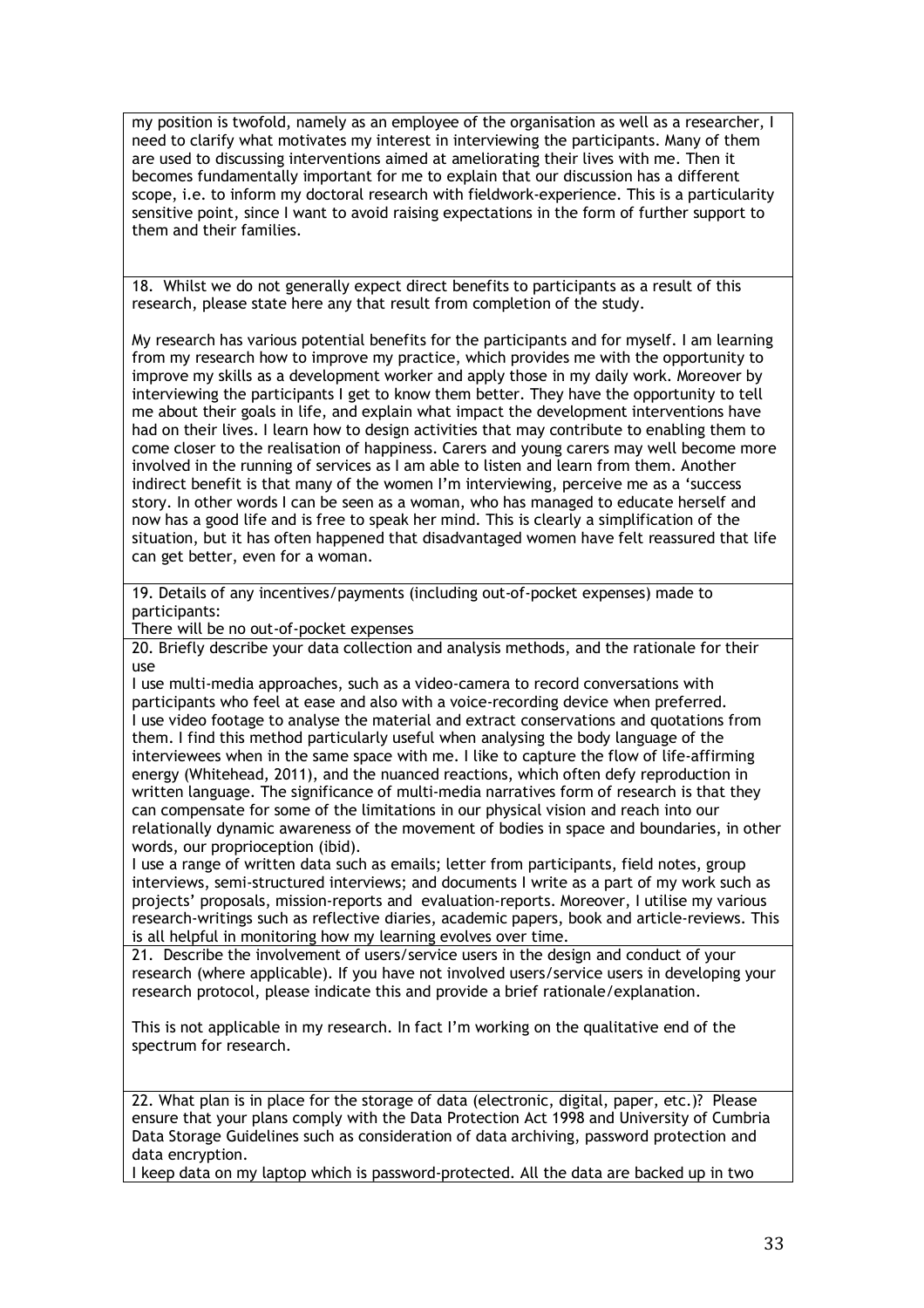my position is twofold, namely as an employee of the organisation as well as a researcher, I need to clarify what motivates my interest in interviewing the participants. Many of them are used to discussing interventions aimed at ameliorating their lives with me. Then it becomes fundamentally important for me to explain that our discussion has a different scope, i.e. to inform my doctoral research with fieldwork-experience. This is a particularity sensitive point, since I want to avoid raising expectations in the form of further support to them and their families.

18. Whilst we do not generally expect direct benefits to participants as a result of this research, please state here any that result from completion of the study.

My research has various potential benefits for the participants and for myself. I am learning from my research how to improve my practice, which provides me with the opportunity to improve my skills as a development worker and apply those in my daily work. Moreover by interviewing the participants I get to know them better. They have the opportunity to tell me about their goals in life, and explain what impact the development interventions have had on their lives. I learn how to design activities that may contribute to enabling them to come closer to the realisation of happiness. Carers and young carers may well become more involved in the running of services as I am able to listen and learn from them. Another indirect benefit is that many of the women I'm interviewing, perceive me as a 'success story. In other words I can be seen as a woman, who has managed to educate herself and now has a good life and is free to speak her mind. This is clearly a simplification of the situation, but it has often happened that disadvantaged women have felt reassured that life can get better, even for a woman.

19. Details of any incentives/payments (including out-of-pocket expenses) made to participants:

There will be no out-of-pocket expenses

20. Briefly describe your data collection and analysis methods, and the rationale for their use

I use multi-media approaches, such as a video-camera to record conversations with participants who feel at ease and also with a voice-recording device when preferred.
I use video footage to analyse the material and extract conservations and quotations from them. I find this method particularly useful when analysing the body language of the interviewees when in the same space with me. I like to capture the flow of life-affirming energy (Whitehead, 2011), and the nuanced reactions, which often defy reproduction in written language. The significance of multi-media narratives form of research is that they can compensate for some of the limitations in our physical vision and reach into our relationally dynamic awareness of the movement of bodies in space and boundaries, in other words, our proprioception (ibid).
I use a range of written data such as emails; letter from participants, field notes, group interviews, semi-structured interviews; and documents I write as a part of my work such as projects' proposals, mission-reports and evaluation-reports. Moreover, I utilise my various research-writings such as reflective diaries, academic papers, book and article-reviews. This is all helpful in monitoring how my learning evolves over time.

21. Describe the involvement of users/service users in the design and conduct of your research (where applicable). If you have not involved users/service users in developing your research protocol, please indicate this and provide a brief rationale/explanation.

This is not applicable in my research. In fact I'm working on the qualitative end of the spectrum for research.

22. What plan is in place for the storage of data (electronic, digital, paper, etc.)? Please ensure that your plans comply with the Data Protection Act 1998 and University of Cumbria Data Storage Guidelines such as consideration of data archiving, password protection and data encryption.

I keep data on my laptop which is password-protected. All the data are backed up in two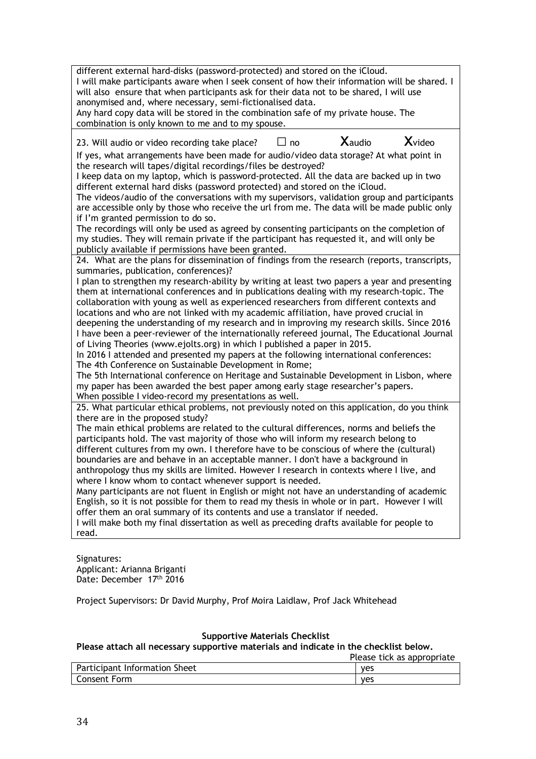different external hard-disks (password-protected) and stored on the iCloud.
I will make participants aware when I seek consent of how their information will be shared. I will also ensure that when participants ask for their data not to be shared, I will use anonymised and, where necessary, semi-fictionalised data.
Any hard copy data will be stored in the combination safe of my private house. The combination is only known to me and to my spouse.

23. Will audio or video recording take place? ☐ no **X**audio **X**video

If yes, what arrangements have been made for audio/video data storage? At what point in the research will tapes/digital recordings/files be destroyed?
I keep data on my laptop, which is password-protected. All the data are backed up in two different external hard disks (password protected) and stored on the iCloud.
The videos/audio of the conversations with my supervisors, validation group and participants are accessible only by those who receive the url from me. The data will be made public only if I'm granted permission to do so.
The recordings will only be used as agreed by consenting participants on the completion of my studies. They will remain private if the participant has requested it, and will only be publicly available if permissions have been granted.

24. What are the plans for dissemination of findings from the research (reports, transcripts, summaries, publication, conferences)?
I plan to strengthen my research-ability by writing at least two papers a year and presenting them at international conferences and in publications dealing with my research-topic. The collaboration with young as well as experienced researchers from different contexts and locations and who are not linked with my academic affiliation, have proved crucial in deepening the understanding of my research and in improving my research skills. Since 2016 I have been a peer-reviewer of the internationally refereed journal, The Educational Journal of Living Theories (www.ejolts.org) in which I published a paper in 2015.
In 2016 I attended and presented my papers at the following international conferences:
The 4th Conference on Sustainable Development in Rome;
The 5th International conference on Heritage and Sustainable Development in Lisbon, where my paper has been awarded the best paper among early stage researcher's papers.
When possible I video-record my presentations as well.

25. What particular ethical problems, not previously noted on this application, do you think there are in the proposed study?
The main ethical problems are related to the cultural differences, norms and beliefs the participants hold. The vast majority of those who will inform my research belong to different cultures from my own. I therefore have to be conscious of where the (cultural) boundaries are and behave in an acceptable manner. I don't have a background in anthropology thus my skills are limited. However I research in contexts where I live, and where I know whom to contact whenever support is needed.
Many participants are not fluent in English or might not have an understanding of academic English, so it is not possible for them to read my thesis in whole or in part. However I will offer them an oral summary of its contents and use a translator if needed.
I will make both my final dissertation as well as preceding drafts available for people to read.

Signatures:
Applicant: Arianna Briganti
Date: December 17th 2016

Project Supervisors: Dr David Murphy, Prof Moira Laidlaw, Prof Jack Whitehead

**Supportive Materials Checklist**

**Please attach all necessary supportive materials and indicate in the checklist below.**

| | Please tick as appropriate |
|---|---|
| Participant Information Sheet | yes |
| Consent Form | yes |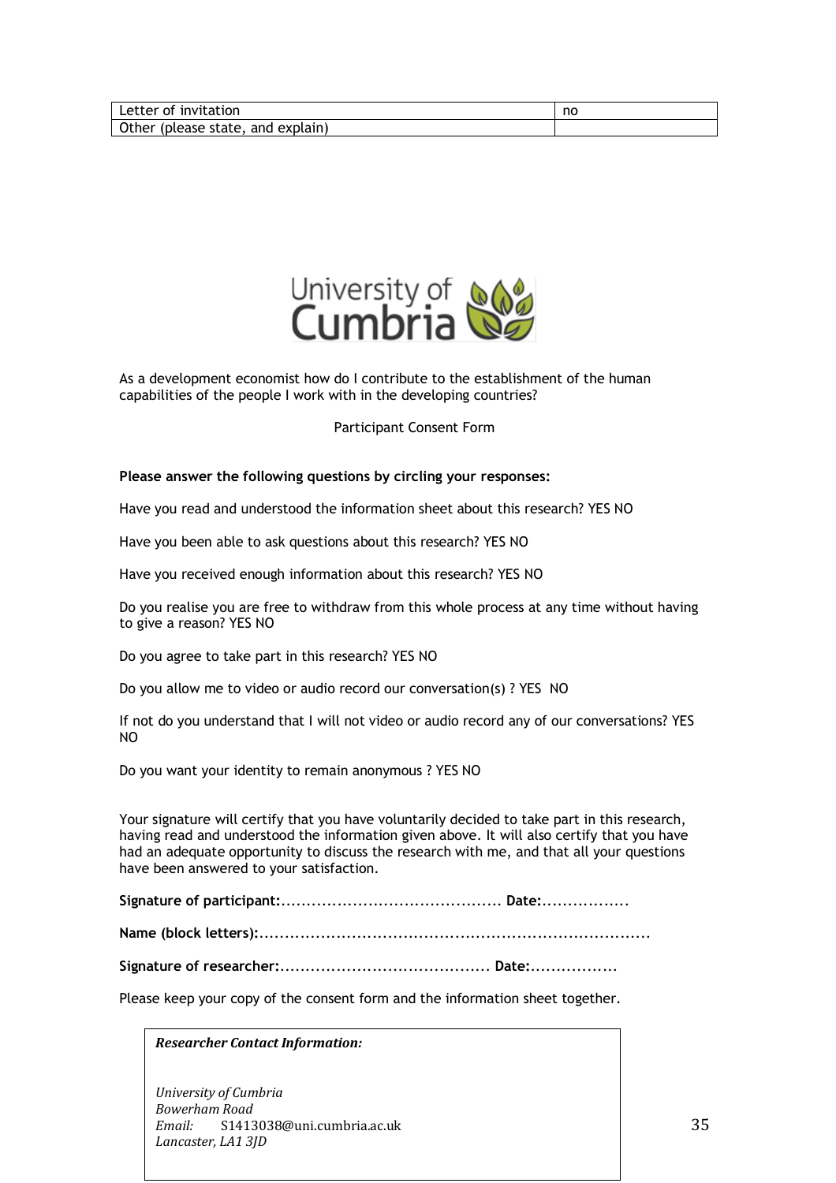| Letter of invitation | no |
| --- | --- |
| Other (please state, and explain) | |

University of Cumbria

As a development economist how do I contribute to the establishment of the human capabilities of the people I work with in the developing countries?

Participant Consent Form

**Please answer the following questions by circling your responses:**

Have you read and understood the information sheet about this research? YES NO

Have you been able to ask questions about this research? YES NO

Have you received enough information about this research? YES NO

Do you realise you are free to withdraw from this whole process at any time without having to give a reason? YES NO

Do you agree to take part in this research? YES NO

Do you allow me to video or audio record our conversation(s) ? YES NO

If not do you understand that I will not video or audio record any of our conversations? YES NO

Do you want your identity to remain anonymous ? YES NO

Your signature will certify that you have voluntarily decided to take part in this research, having read and understood the information given above. It will also certify that you have had an adequate opportunity to discuss the research with me, and that all your questions have been answered to your satisfaction.

**Signature of participant:**.......................................... **Date:**.................

**Name (block letters):**..........................................................................

**Signature of researcher:**........................................ **Date:**.................

Please keep your copy of the consent form and the information sheet together.

***Researcher Contact Information:***

*University of Cumbria*
*Bowerham Road*
*Email:* S1413038@uni.cumbria.ac.uk
*Lancaster, LA1 3JD*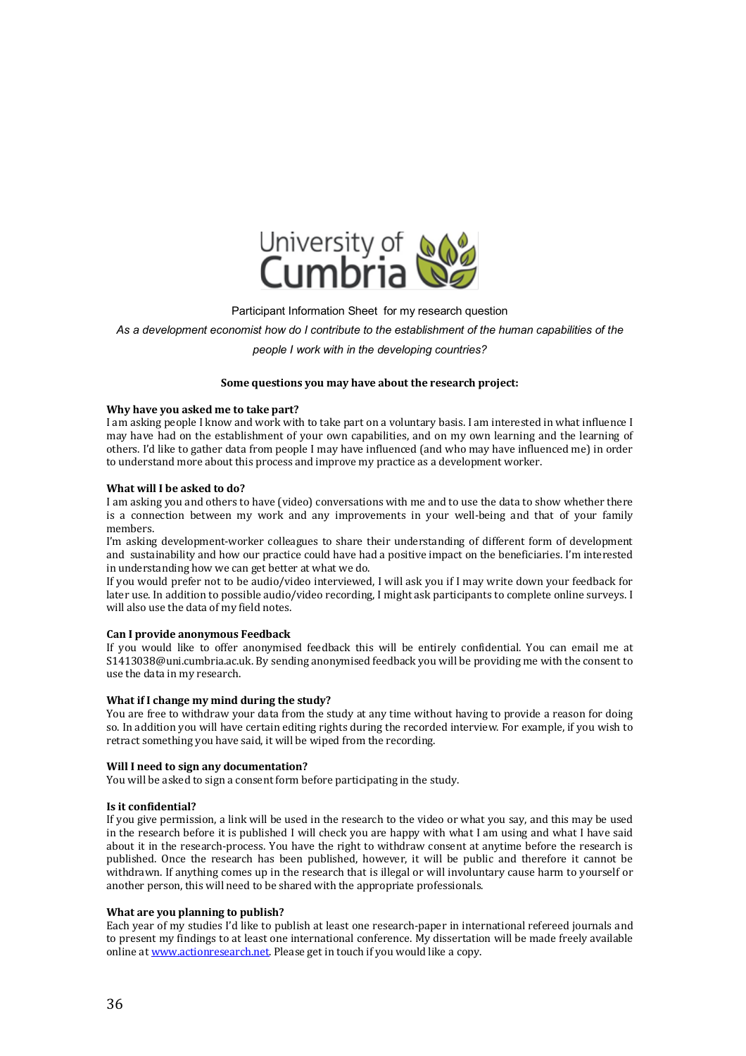University of Cumbria

Participant Information Sheet for my research question

*As a development economist how do I contribute to the establishment of the human capabilities of the people I work with in the developing countries?*

**Some questions you may have about the research project:**

**Why have you asked me to take part?**

I am asking people I know and work with to take part on a voluntary basis. I am interested in what influence I may have had on the establishment of your own capabilities, and on my own learning and the learning of others. I'd like to gather data from people I may have influenced (and who may have influenced me) in order to understand more about this process and improve my practice as a development worker.

**What will I be asked to do?**

I am asking you and others to have (video) conversations with me and to use the data to show whether there is a connection between my work and any improvements in your well-being and that of your family members.

I'm asking development-worker colleagues to share their understanding of different form of development and sustainability and how our practice could have had a positive impact on the beneficiaries. I'm interested in understanding how we can get better at what we do.

If you would prefer not to be audio/video interviewed, I will ask you if I may write down your feedback for later use. In addition to possible audio/video recording, I might ask participants to complete online surveys. I will also use the data of my field notes.

**Can I provide anonymous Feedback**

If you would like to offer anonymised feedback this will be entirely confidential. You can email me at S1413038@uni.cumbria.ac.uk. By sending anonymised feedback you will be providing me with the consent to use the data in my research.

**What if I change my mind during the study?**

You are free to withdraw your data from the study at any time without having to provide a reason for doing so. In addition you will have certain editing rights during the recorded interview. For example, if you wish to retract something you have said, it will be wiped from the recording.

**Will I need to sign any documentation?**

You will be asked to sign a consent form before participating in the study.

**Is it confidential?**

If you give permission, a link will be used in the research to the video or what you say, and this may be used in the research before it is published I will check you are happy with what I am using and what I have said about it in the research-process. You have the right to withdraw consent at anytime before the research is published. Once the research has been published, however, it will be public and therefore it cannot be withdrawn. If anything comes up in the research that is illegal or will involuntary cause harm to yourself or another person, this will need to be shared with the appropriate professionals.

**What are you planning to publish?**

Each year of my studies I'd like to publish at least one research-paper in international refereed journals and to present my findings to at least one international conference. My dissertation will be made freely available online at [www.actionresearch.net](http://www.actionresearch.net). Please get in touch if you would like a copy.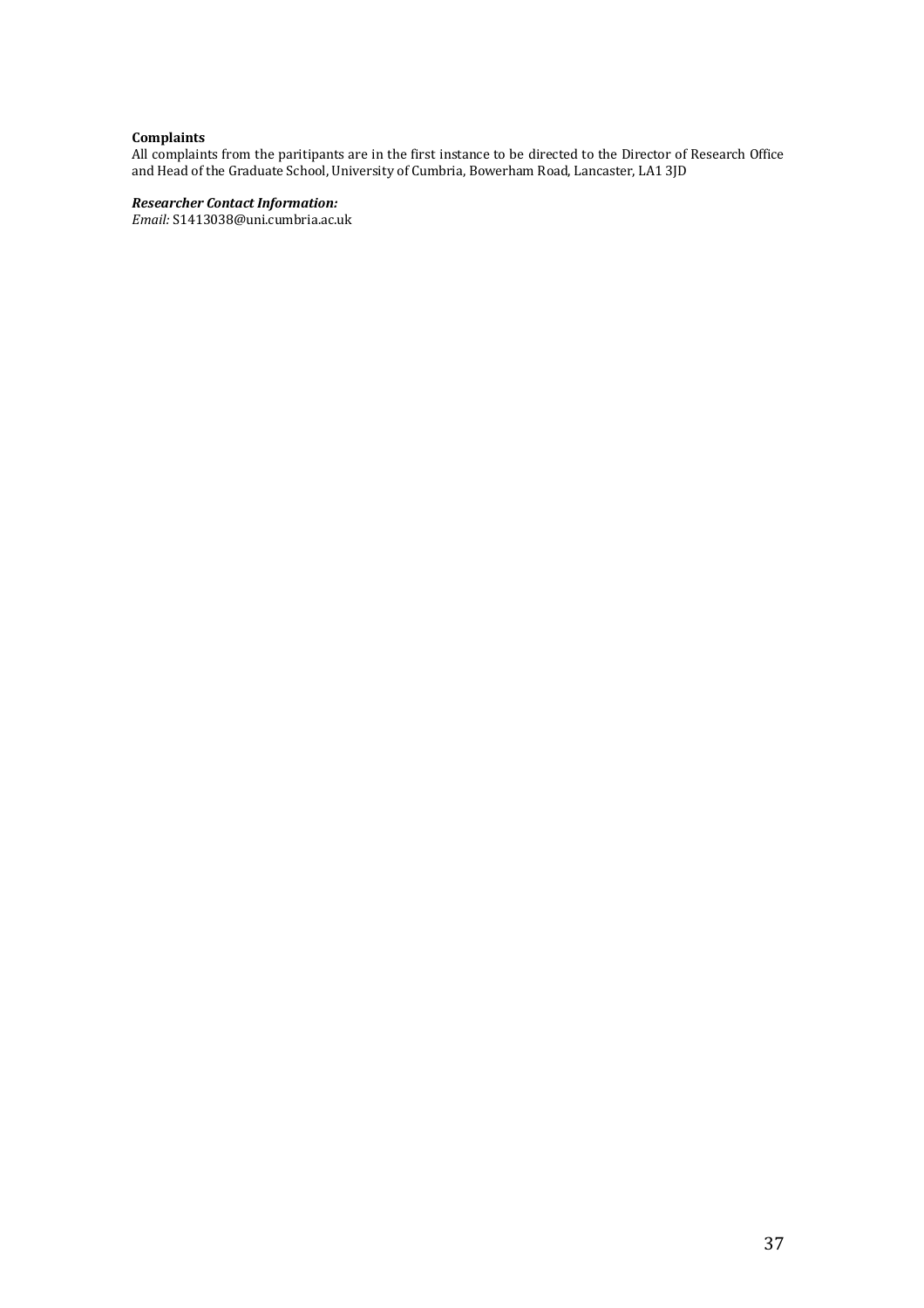**Complaints**
All complaints from the paritipants are in the first instance to be directed to the Director of Research Office and Head of the Graduate School, University of Cumbria, Bowerham Road, Lancaster, LA1 3JD

***Researcher Contact Information:***
*Email:* S1413038@uni.cumbria.ac.uk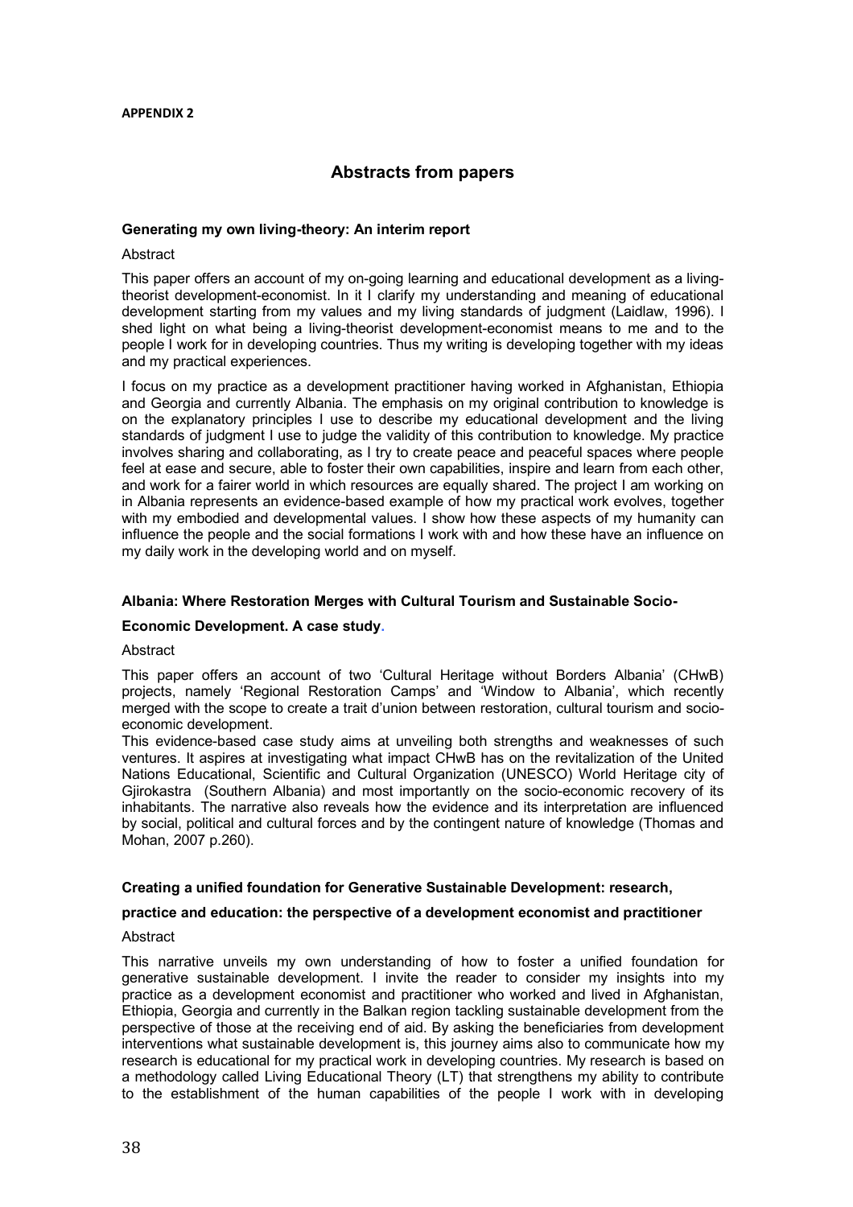**APPENDIX 2**

## Abstracts from papers

### Generating my own living-theory: An interim report

Abstract

This paper offers an account of my on-going learning and educational development as a living-theorist development-economist. In it I clarify my understanding and meaning of educational development starting from my values and my living standards of judgment (Laidlaw, 1996). I shed light on what being a living-theorist development-economist means to me and to the people I work for in developing countries. Thus my writing is developing together with my ideas and my practical experiences.

I focus on my practice as a development practitioner having worked in Afghanistan, Ethiopia and Georgia and currently Albania. The emphasis on my original contribution to knowledge is on the explanatory principles I use to describe my educational development and the living standards of judgment I use to judge the validity of this contribution to knowledge. My practice involves sharing and collaborating, as I try to create peace and peaceful spaces where people feel at ease and secure, able to foster their own capabilities, inspire and learn from each other, and work for a fairer world in which resources are equally shared. The project I am working on in Albania represents an evidence-based example of how my practical work evolves, together with my embodied and developmental values. I show how these aspects of my humanity can influence the people and the social formations I work with and how these have an influence on my daily work in the developing world and on myself.

### Albania: Where Restoration Merges with Cultural Tourism and Sustainable Socio-Economic Development. A case study.

Abstract

This paper offers an account of two 'Cultural Heritage without Borders Albania' (CHwB) projects, namely 'Regional Restoration Camps' and 'Window to Albania', which recently merged with the scope to create a trait d'union between restoration, cultural tourism and socio-economic development.

This evidence-based case study aims at unveiling both strengths and weaknesses of such ventures. It aspires at investigating what impact CHwB has on the revitalization of the United Nations Educational, Scientific and Cultural Organization (UNESCO) World Heritage city of Gjirokastra (Southern Albania) and most importantly on the socio-economic recovery of its inhabitants. The narrative also reveals how the evidence and its interpretation are influenced by social, political and cultural forces and by the contingent nature of knowledge (Thomas and Mohan, 2007 p.260).

### Creating a unified foundation for Generative Sustainable Development: research, practice and education: the perspective of a development economist and practitioner

Abstract

This narrative unveils my own understanding of how to foster a unified foundation for generative sustainable development. I invite the reader to consider my insights into my practice as a development economist and practitioner who worked and lived in Afghanistan, Ethiopia, Georgia and currently in the Balkan region tackling sustainable development from the perspective of those at the receiving end of aid. By asking the beneficiaries from development interventions what sustainable development is, this journey aims also to communicate how my research is educational for my practical work in developing countries. My research is based on a methodology called Living Educational Theory (LT) that strengthens my ability to contribute to the establishment of the human capabilities of the people I work with in developing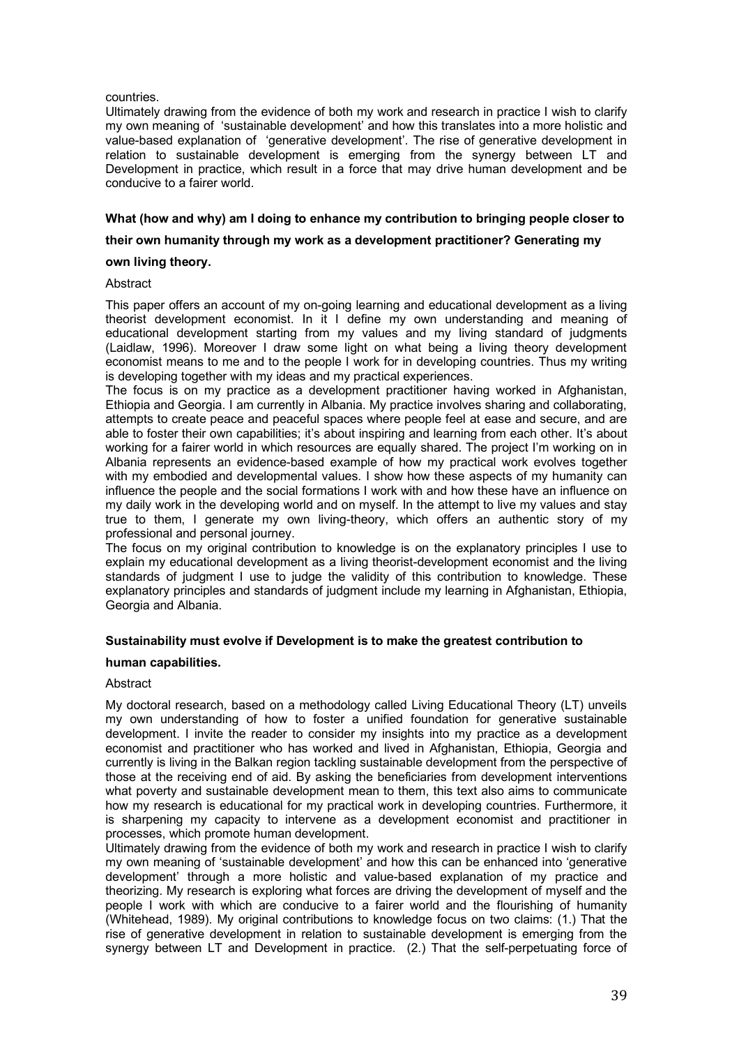countries.

Ultimately drawing from the evidence of both my work and research in practice I wish to clarify my own meaning of 'sustainable development' and how this translates into a more holistic and value-based explanation of 'generative development'. The rise of generative development in relation to sustainable development is emerging from the synergy between LT and Development in practice, which result in a force that may drive human development and be conducive to a fairer world.

**What (how and why) am I doing to enhance my contribution to bringing people closer to their own humanity through my work as a development practitioner? Generating my own living theory.**

Abstract

This paper offers an account of my on-going learning and educational development as a living theorist development economist. In it I define my own understanding and meaning of educational development starting from my values and my living standard of judgments (Laidlaw, 1996). Moreover I draw some light on what being a living theory development economist means to me and to the people I work for in developing countries. Thus my writing is developing together with my ideas and my practical experiences.

The focus is on my practice as a development practitioner having worked in Afghanistan, Ethiopia and Georgia. I am currently in Albania. My practice involves sharing and collaborating, attempts to create peace and peaceful spaces where people feel at ease and secure, and are able to foster their own capabilities; it's about inspiring and learning from each other. It's about working for a fairer world in which resources are equally shared. The project I'm working on in Albania represents an evidence-based example of how my practical work evolves together with my embodied and developmental values. I show how these aspects of my humanity can influence the people and the social formations I work with and how these have an influence on my daily work in the developing world and on myself. In the attempt to live my values and stay true to them, I generate my own living-theory, which offers an authentic story of my professional and personal journey.

The focus on my original contribution to knowledge is on the explanatory principles I use to explain my educational development as a living theorist-development economist and the living standards of judgment I use to judge the validity of this contribution to knowledge. These explanatory principles and standards of judgment include my learning in Afghanistan, Ethiopia, Georgia and Albania.

**Sustainability must evolve if Development is to make the greatest contribution to human capabilities.**

Abstract

My doctoral research, based on a methodology called Living Educational Theory (LT) unveils my own understanding of how to foster a unified foundation for generative sustainable development. I invite the reader to consider my insights into my practice as a development economist and practitioner who has worked and lived in Afghanistan, Ethiopia, Georgia and currently is living in the Balkan region tackling sustainable development from the perspective of those at the receiving end of aid. By asking the beneficiaries from development interventions what poverty and sustainable development mean to them, this text also aims to communicate how my research is educational for my practical work in developing countries. Furthermore, it is sharpening my capacity to intervene as a development economist and practitioner in processes, which promote human development.

Ultimately drawing from the evidence of both my work and research in practice I wish to clarify my own meaning of 'sustainable development' and how this can be enhanced into 'generative development' through a more holistic and value-based explanation of my practice and theorizing. My research is exploring what forces are driving the development of myself and the people I work with which are conducive to a fairer world and the flourishing of humanity (Whitehead, 1989). My original contributions to knowledge focus on two claims: (1.) That the rise of generative development in relation to sustainable development is emerging from the synergy between LT and Development in practice. (2.) That the self-perpetuating force of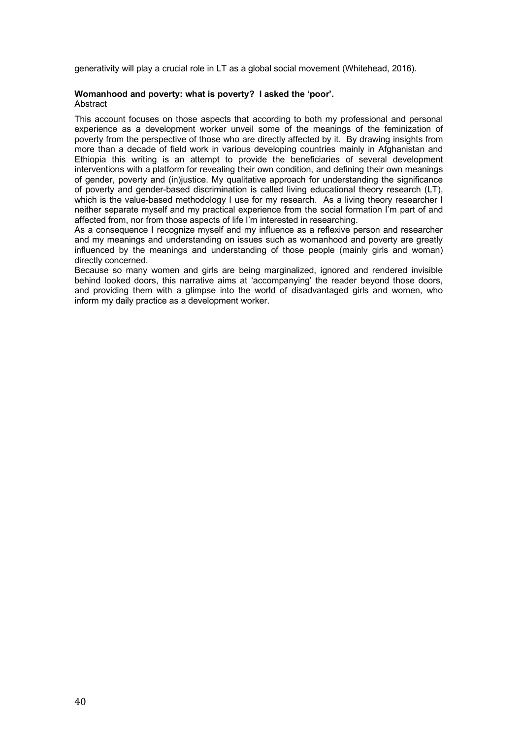generativity will play a crucial role in LT as a global social movement (Whitehead, 2016).

**Womanhood and poverty: what is poverty? I asked the 'poor'.**

Abstract

This account focuses on those aspects that according to both my professional and personal experience as a development worker unveil some of the meanings of the feminization of poverty from the perspective of those who are directly affected by it. By drawing insights from more than a decade of field work in various developing countries mainly in Afghanistan and Ethiopia this writing is an attempt to provide the beneficiaries of several development interventions with a platform for revealing their own condition, and defining their own meanings of gender, poverty and (in)justice. My qualitative approach for understanding the significance of poverty and gender-based discrimination is called living educational theory research (LT), which is the value-based methodology I use for my research. As a living theory researcher I neither separate myself and my practical experience from the social formation I'm part of and affected from, nor from those aspects of life I'm interested in researching.

As a consequence I recognize myself and my influence as a reflexive person and researcher and my meanings and understanding on issues such as womanhood and poverty are greatly influenced by the meanings and understanding of those people (mainly girls and woman) directly concerned.

Because so many women and girls are being marginalized, ignored and rendered invisible behind looked doors, this narrative aims at 'accompanying' the reader beyond those doors, and providing them with a glimpse into the world of disadvantaged girls and women, who inform my daily practice as a development worker.